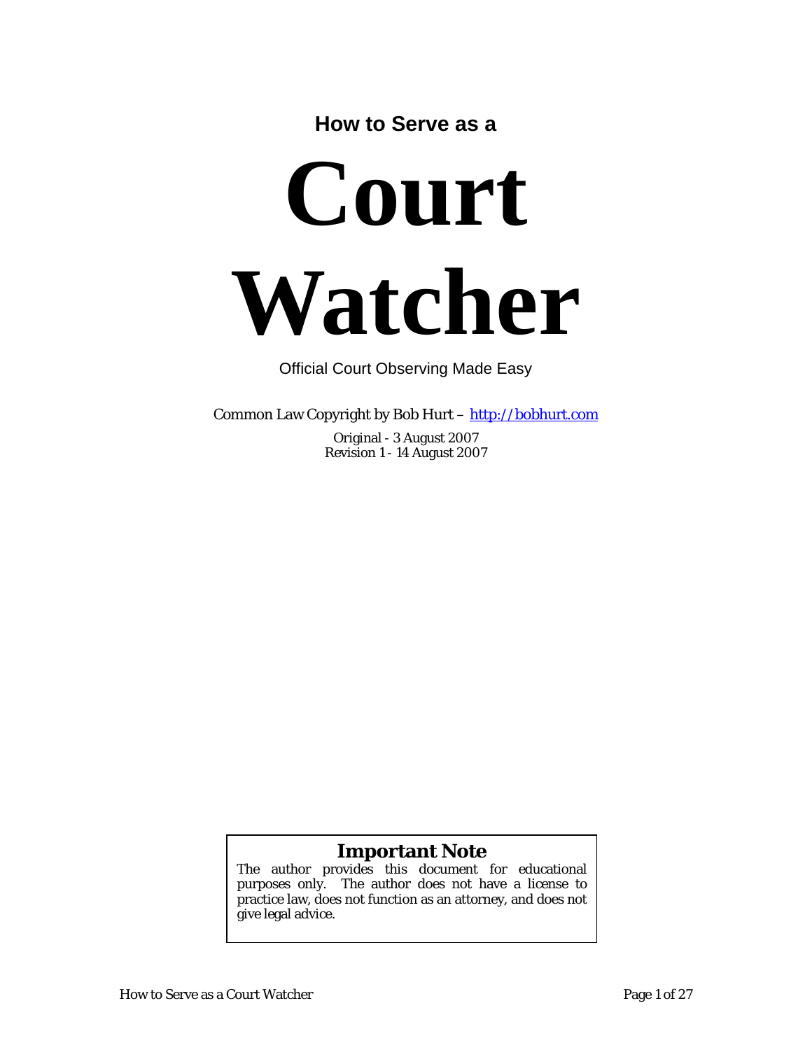**How to Serve as a**

# Court Watcher

Official Court Observing Made Easy

Common Law Copyright by Bob Hurt – [http://bobhurt.com](http://bobhurt.com)

Original - 3 August 2007
Revision 1 - 14 August 2007

> **Important Note**
>
> The author provides this document for educational purposes only. The author does not have a license to practice law, does not function as an attorney, and does not give legal advice.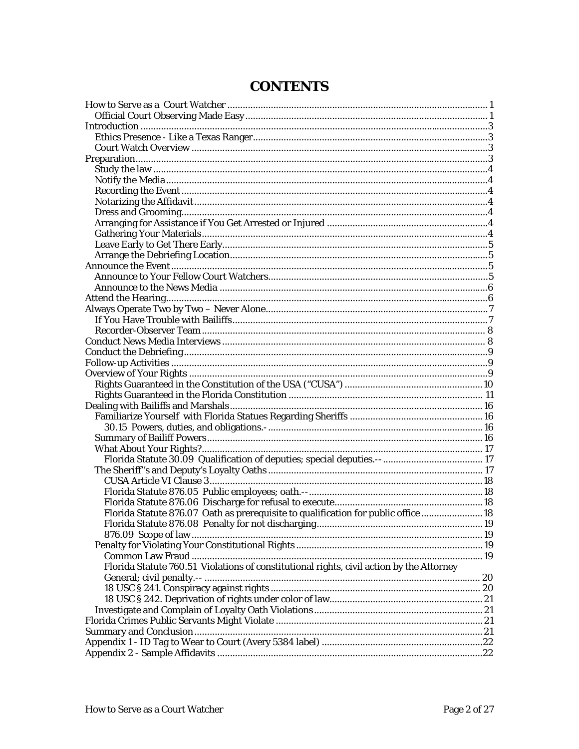# CONTENTS

- How to Serve as a Court Watcher .... 1
  - Official Court Observing Made Easy .... 1
- Introduction .... 3
  - Ethics Presence - Like a Texas Ranger .... 3
  - Court Watch Overview .... 3
- Preparation .... 3
  - Study the law .... 4
  - Notify the Media .... 4
  - Recording the Event .... 4
  - Notarizing the Affidavit .... 4
  - Dress and Grooming .... 4
  - Arranging for Assistance if You Get Arrested or Injured .... 4
  - Gathering Your Materials .... 4
  - Leave Early to Get There Early .... 5
  - Arrange the Debriefing Location .... 5
- Announce the Event .... 5
  - Announce to Your Fellow Court Watchers .... 5
  - Announce to the News Media .... 6
- Attend the Hearing .... 6
- Always Operate Two by Two – Never Alone .... 7
  - If You Have Trouble with Bailiffs .... 7
  - Recorder-Observer Team .... 8
- Conduct News Media Interviews .... 8
- Conduct the Debriefing .... 9
- Follow-up Activities .... 9
- Overview of Your Rights .... 9
  - Rights Guaranteed in the Constitution of the USA ("CUSA") .... 10
  - Rights Guaranteed in the Florida Constitution .... 11
- Dealing with Bailiffs and Marshals .... 16
  - Familiarize Yourself with Florida Statues Regarding Sheriffs .... 16
    - 30.15 Powers, duties, and obligations.- .... 16
  - Summary of Bailiff Powers .... 16
  - What About Your Rights? .... 17
    - Florida Statute 30.09 Qualification of deputies; special deputies.-- .... 17
  - The Sheriff"s and Deputy's Loyalty Oaths .... 17
    - CUSA Article VI Clause 3 .... 18
    - Florida Statute 876.05 Public employees; oath.-- .... 18
    - Florida Statute 876.06 Discharge for refusal to execute .... 18
    - Florida Statute 876.07 Oath as prerequisite to qualification for public office .... 18
    - Florida Statute 876.08 Penalty for not discharging .... 19
    - 876.09 Scope of law .... 19
  - Penalty for Violating Your Constitutional Rights .... 19
    - Common Law Fraud .... 19
    - Florida Statute 760.51 Violations of constitutional rights, civil action by the Attorney General; civil penalty.-- .... 20
    - 18 USC § 241. Conspiracy against rights .... 20
    - 18 USC § 242. Deprivation of rights under color of law .... 21
  - Investigate and Complain of Loyalty Oath Violations .... 21
- Florida Crimes Public Servants Might Violate .... 21
- Summary and Conclusion .... 21
- Appendix 1 - ID Tag to Wear to Court (Avery 5384 label) .... 22
- Appendix 2 - Sample Affidavits .... 22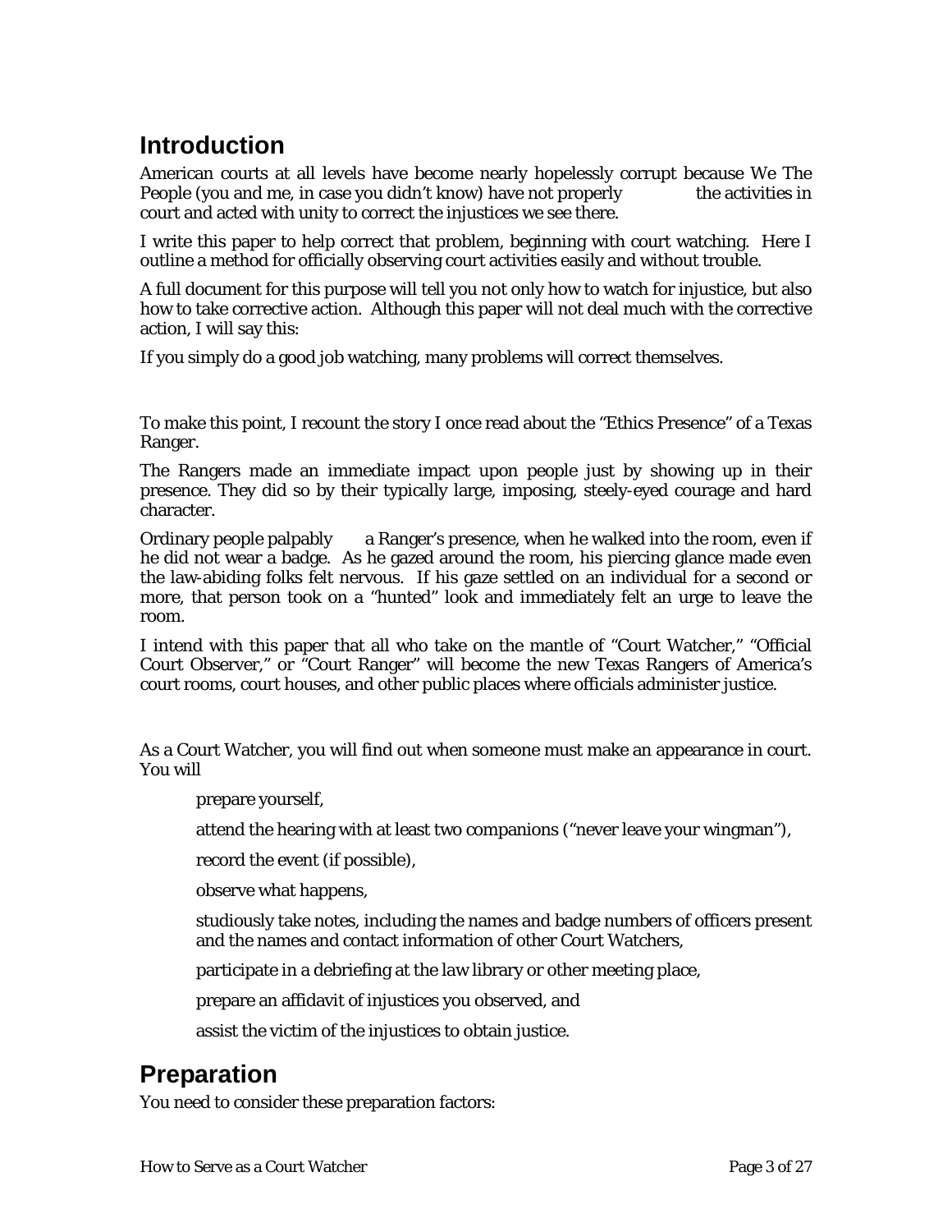## Introduction

American courts at all levels have become nearly hopelessly corrupt because We The People (you and me, in case you didn't know) have not properly the activities in court and acted with unity to correct the injustices we see there.

I write this paper to help correct that problem, beginning with court watching. Here I outline a method for officially observing court activities easily and without trouble.

A full document for this purpose will tell you not only how to watch for injustice, but also how to take corrective action. Although this paper will not deal much with the corrective action, I will say this:

If you simply do a good job watching, many problems will correct themselves.

To make this point, I recount the story I once read about the "Ethics Presence" of a Texas Ranger.

The Rangers made an immediate impact upon people just by showing up in their presence. They did so by their typically large, imposing, steely-eyed courage and hard character.

Ordinary people palpably a Ranger's presence, when he walked into the room, even if he did not wear a badge. As he gazed around the room, his piercing glance made even the law-abiding folks felt nervous. If his gaze settled on an individual for a second or more, that person took on a "hunted" look and immediately felt an urge to leave the room.

I intend with this paper that all who take on the mantle of "Court Watcher," "Official Court Observer," or "Court Ranger" will become the new Texas Rangers of America's court rooms, court houses, and other public places where officials administer justice.

As a Court Watcher, you will find out when someone must make an appearance in court. You will

- prepare yourself,
- attend the hearing with at least two companions ("never leave your wingman"),
- record the event (if possible),
- observe what happens,
- studiously take notes, including the names and badge numbers of officers present and the names and contact information of other Court Watchers,
- participate in a debriefing at the law library or other meeting place,
- prepare an affidavit of injustices you observed, and
- assist the victim of the injustices to obtain justice.

## Preparation

You need to consider these preparation factors: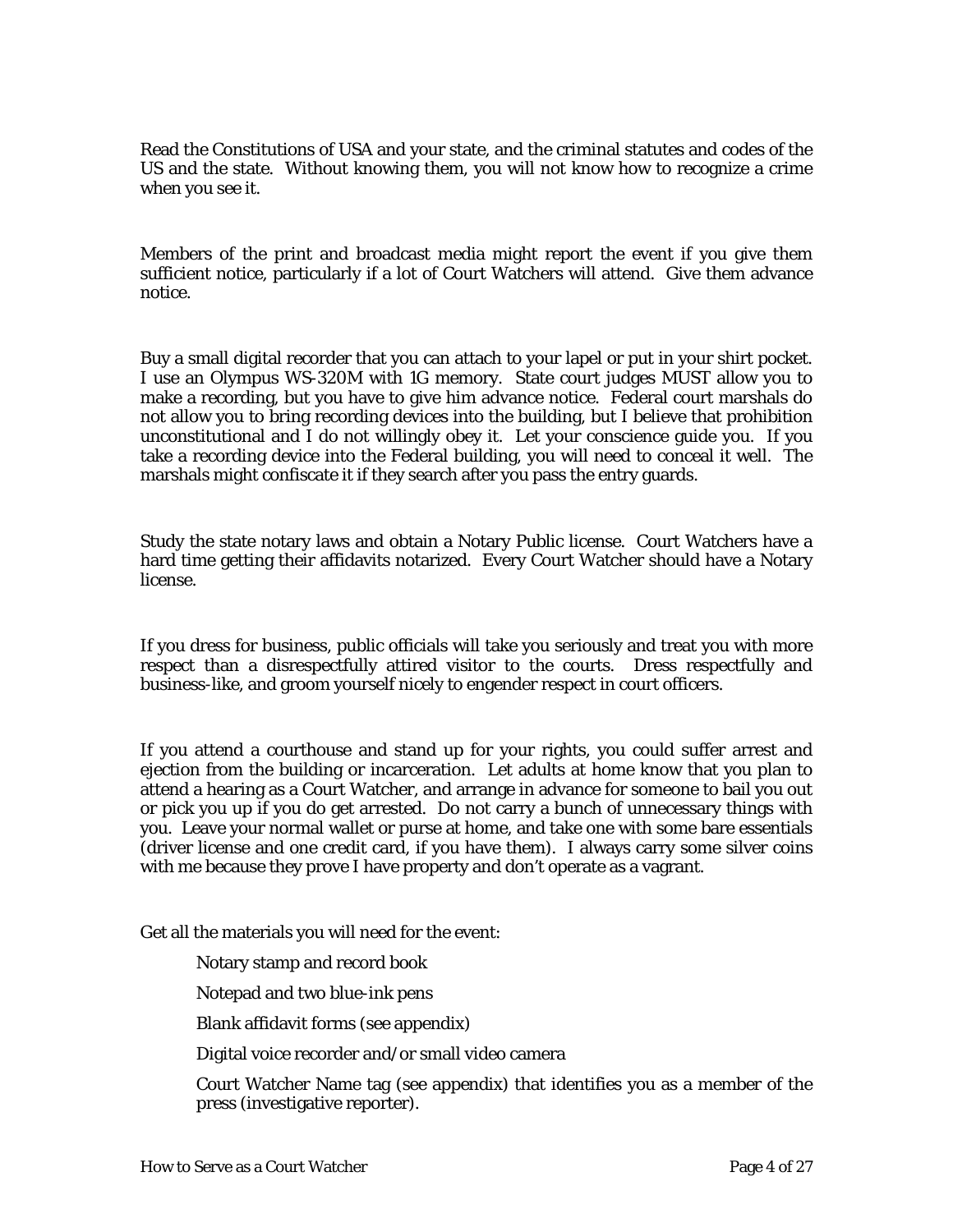Read the Constitutions of USA and your state, and the criminal statutes and codes of the US and the state. Without knowing them, you will not know how to recognize a crime when you see it.

Members of the print and broadcast media might report the event if you give them sufficient notice, particularly if a lot of Court Watchers will attend. Give them advance notice.

Buy a small digital recorder that you can attach to your lapel or put in your shirt pocket. I use an Olympus WS-320M with 1G memory. State court judges MUST allow you to make a recording, but you have to give him advance notice. Federal court marshals do not allow you to bring recording devices into the building, but I believe that prohibition unconstitutional and I do not willingly obey it. Let your conscience guide you. If you take a recording device into the Federal building, you will need to conceal it well. The marshals might confiscate it if they search after you pass the entry guards.

Study the state notary laws and obtain a Notary Public license. Court Watchers have a hard time getting their affidavits notarized. Every Court Watcher should have a Notary license.

If you dress for business, public officials will take you seriously and treat you with more respect than a disrespectfully attired visitor to the courts. Dress respectfully and business-like, and groom yourself nicely to engender respect in court officers.

If you attend a courthouse and stand up for your rights, you could suffer arrest and ejection from the building or incarceration. Let adults at home know that you plan to attend a hearing as a Court Watcher, and arrange in advance for someone to bail you out or pick you up if you do get arrested. Do not carry a bunch of unnecessary things with you. Leave your normal wallet or purse at home, and take one with some bare essentials (driver license and one credit card, if you have them). I always carry some silver coins with me because they prove I have property and don't operate as a vagrant.

Get all the materials you will need for the event:

- Notary stamp and record book
- Notepad and two blue-ink pens
- Blank affidavit forms (see appendix)
- Digital voice recorder and/or small video camera
- Court Watcher Name tag (see appendix) that identifies you as a member of the press (investigative reporter).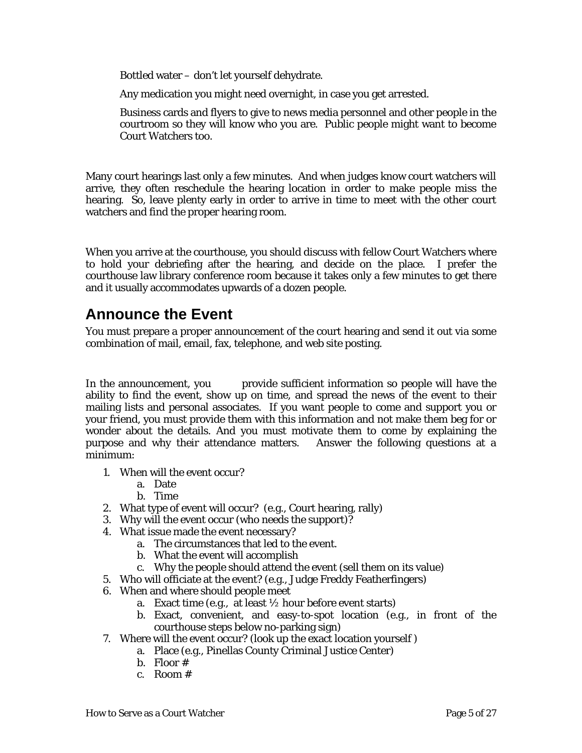Bottled water – don't let yourself dehydrate.

Any medication you might need overnight, in case you get arrested.

Business cards and flyers to give to news media personnel and other people in the courtroom so they will know who you are. Public people might want to become Court Watchers too.

Many court hearings last only a few minutes. And when judges know court watchers will arrive, they often reschedule the hearing location in order to make people miss the hearing. So, leave plenty early in order to arrive in time to meet with the other court watchers and find the proper hearing room.

When you arrive at the courthouse, you should discuss with fellow Court Watchers where to hold your debriefing after the hearing, and decide on the place. I prefer the courthouse law library conference room because it takes only a few minutes to get there and it usually accommodates upwards of a dozen people.

## Announce the Event

You must prepare a proper announcement of the court hearing and send it out via some combination of mail, email, fax, telephone, and web site posting.

In the announcement, you provide sufficient information so people will have the ability to find the event, show up on time, and spread the news of the event to their mailing lists and personal associates. If you want people to come and support you or your friend, you must provide them with this information and not make them beg for or wonder about the details. And you must motivate them to come by explaining the purpose and why their attendance matters. Answer the following questions at a minimum:

1. When will the event occur?
    a. Date
    b. Time
2. What type of event will occur? (e.g., Court hearing, rally)
3. Why will the event occur (who needs the support)?
4. What issue made the event necessary?
    a. The circumstances that led to the event.
    b. What the event will accomplish
    c. Why the people should attend the event (sell them on its value)
5. Who will officiate at the event? (e.g., Judge Freddy Featherfingers)
6. When and where should people meet
    a. Exact time (e.g., at least ½ hour before event starts)
    b. Exact, convenient, and easy-to-spot location (e.g., in front of the courthouse steps below no-parking sign)
7. Where will the event occur? (look up the exact location yourself )
    a. Place (e.g., Pinellas County Criminal Justice Center)
    b. Floor #
    c. Room #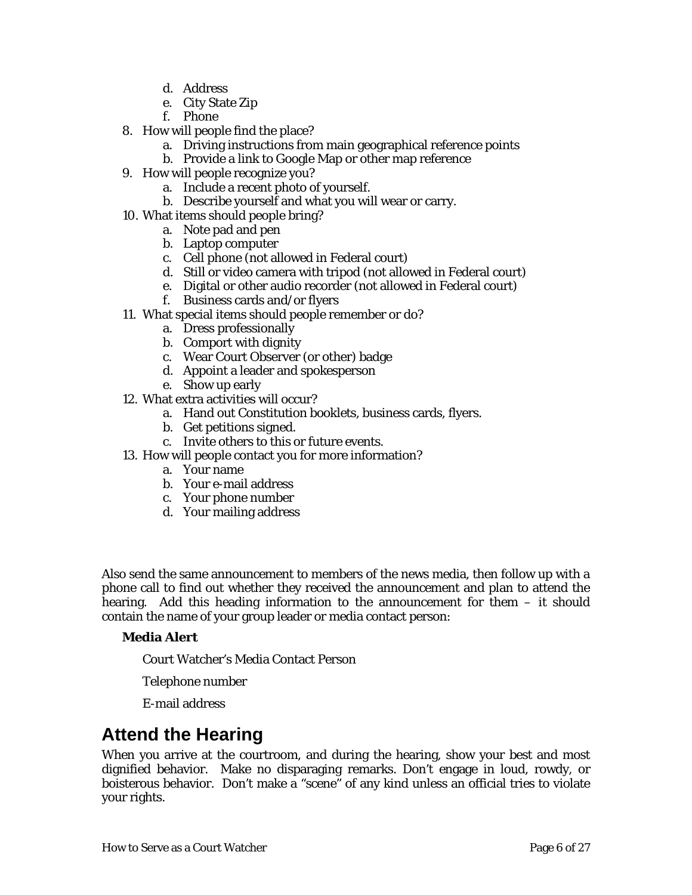d. Address
   e. City State Zip
   f. Phone

8. How will people find the place?
   a. Driving instructions from main geographical reference points
   b. Provide a link to Google Map or other map reference
9. How will people recognize you?
   a. Include a recent photo of yourself.
   b. Describe yourself and what you will wear or carry.
10. What items should people bring?
    a. Note pad and pen
    b. Laptop computer
    c. Cell phone (not allowed in Federal court)
    d. Still or video camera with tripod (not allowed in Federal court)
    e. Digital or other audio recorder (not allowed in Federal court)
    f. Business cards and/or flyers
11. What special items should people remember or do?
    a. Dress professionally
    b. Comport with dignity
    c. Wear Court Observer (or other) badge
    d. Appoint a leader and spokesperson
    e. Show up early
12. What extra activities will occur?
    a. Hand out Constitution booklets, business cards, flyers.
    b. Get petitions signed.
    c. Invite others to this or future events.
13. How will people contact you for more information?
    a. Your name
    b. Your e-mail address
    c. Your phone number
    d. Your mailing address

Also send the same announcement to members of the news media, then follow up with a phone call to find out whether they received the announcement and plan to attend the hearing. Add this heading information to the announcement for them – it should contain the name of your group leader or media contact person:

**Media Alert**

Court Watcher's Media Contact Person

Telephone number

E-mail address

## Attend the Hearing

When you arrive at the courtroom, and during the hearing, show your best and most dignified behavior. Make no disparaging remarks. Don't engage in loud, rowdy, or boisterous behavior. Don't make a "scene" of any kind unless an official tries to violate your rights.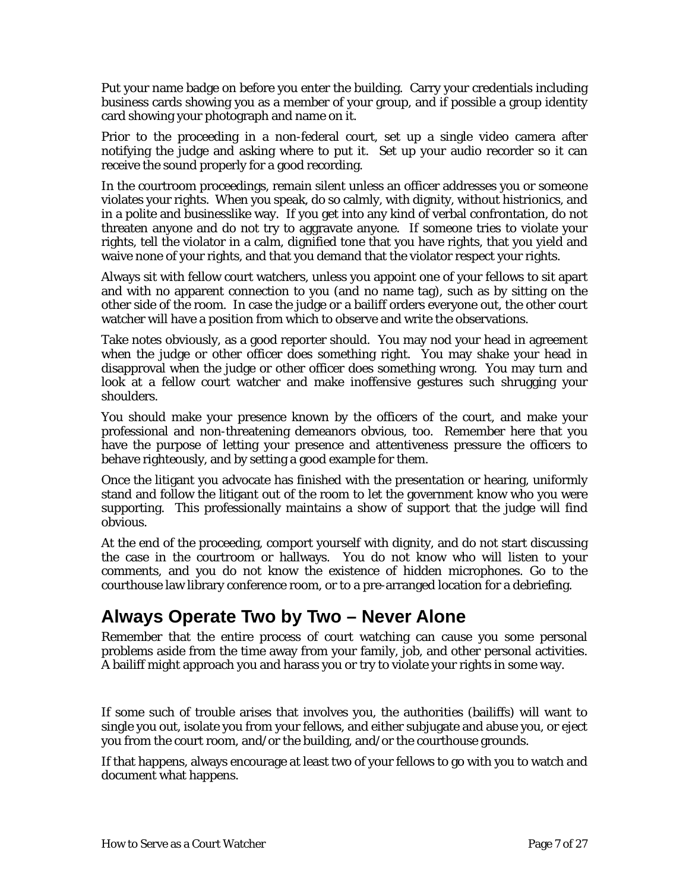Put your name badge on before you enter the building. Carry your credentials including business cards showing you as a member of your group, and if possible a group identity card showing your photograph and name on it.

Prior to the proceeding in a non-federal court, set up a single video camera after notifying the judge and asking where to put it. Set up your audio recorder so it can receive the sound properly for a good recording.

In the courtroom proceedings, remain silent unless an officer addresses you or someone violates your rights. When you speak, do so calmly, with dignity, without histrionics, and in a polite and businesslike way. If you get into any kind of verbal confrontation, do not threaten anyone and do not try to aggravate anyone. If someone tries to violate your rights, tell the violator in a calm, dignified tone that you have rights, that you yield and waive none of your rights, and that you demand that the violator respect your rights.

Always sit with fellow court watchers, unless you appoint one of your fellows to sit apart and with no apparent connection to you (and no name tag), such as by sitting on the other side of the room. In case the judge or a bailiff orders everyone out, the other court watcher will have a position from which to observe and write the observations.

Take notes obviously, as a good reporter should. You may nod your head in agreement when the judge or other officer does something right. You may shake your head in disapproval when the judge or other officer does something wrong. You may turn and look at a fellow court watcher and make inoffensive gestures such shrugging your shoulders.

You should make your presence known by the officers of the court, and make your professional and non-threatening demeanors obvious, too. Remember here that you have the purpose of letting your presence and attentiveness pressure the officers to behave righteously, and by setting a good example for them.

Once the litigant you advocate has finished with the presentation or hearing, uniformly stand and follow the litigant out of the room to let the government know who you were supporting. This professionally maintains a show of support that the judge will find obvious.

At the end of the proceeding, comport yourself with dignity, and do not start discussing the case in the courtroom or hallways. You do not know who will listen to your comments, and you do not know the existence of hidden microphones. Go to the courthouse law library conference room, or to a pre-arranged location for a debriefing.

## Always Operate Two by Two – Never Alone

Remember that the entire process of court watching can cause you some personal problems aside from the time away from your family, job, and other personal activities. A bailiff might approach you and harass you or try to violate your rights in some way.

If some such of trouble arises that involves you, the authorities (bailiffs) will want to single you out, isolate you from your fellows, and either subjugate and abuse you, or eject you from the court room, and/or the building, and/or the courthouse grounds.

If that happens, always encourage at least two of your fellows to go with you to watch and document what happens.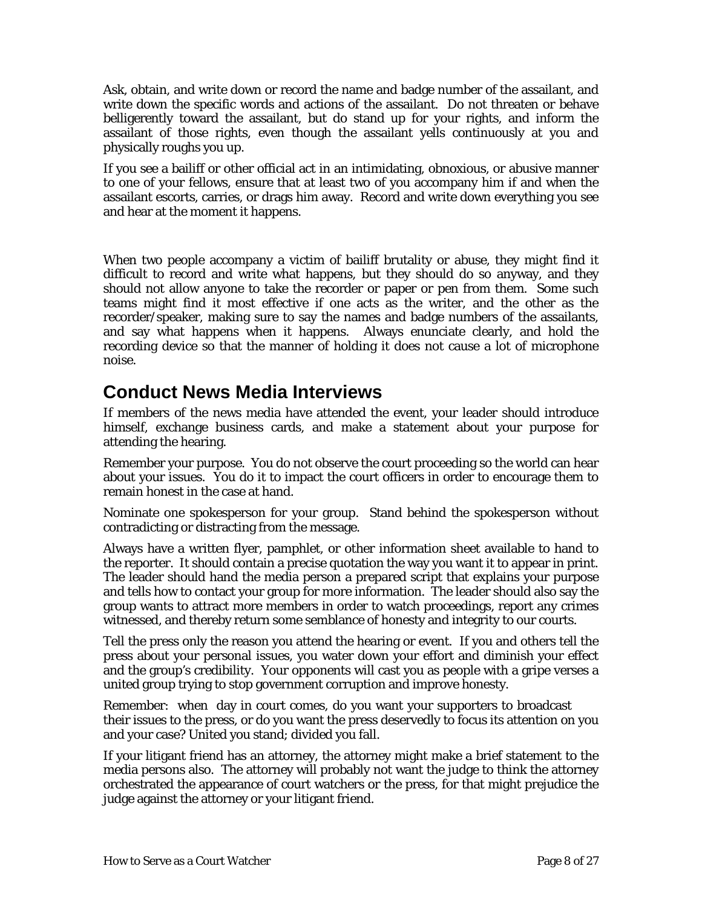Ask, obtain, and write down or record the name and badge number of the assailant, and write down the specific words and actions of the assailant. Do not threaten or behave belligerently toward the assailant, but do stand up for your rights, and inform the assailant of those rights, even though the assailant yells continuously at you and physically roughs you up.

If you see a bailiff or other official act in an intimidating, obnoxious, or abusive manner to one of your fellows, ensure that at least two of you accompany him if and when the assailant escorts, carries, or drags him away. Record and write down everything you see and hear at the moment it happens.

When two people accompany a victim of bailiff brutality or abuse, they might find it difficult to record and write what happens, but they should do so anyway, and they should not allow anyone to take the recorder or paper or pen from them. Some such teams might find it most effective if one acts as the writer, and the other as the recorder/speaker, making sure to say the names and badge numbers of the assailants, and say what happens when it happens. Always enunciate clearly, and hold the recording device so that the manner of holding it does not cause a lot of microphone noise.

## Conduct News Media Interviews

If members of the news media have attended the event, your leader should introduce himself, exchange business cards, and make a statement about your purpose for attending the hearing.

Remember your purpose. You do not observe the court proceeding so the world can hear about your issues. You do it to impact the court officers in order to encourage them to remain honest in the case at hand.

Nominate one spokesperson for your group. Stand behind the spokesperson without contradicting or distracting from the message.

Always have a written flyer, pamphlet, or other information sheet available to hand to the reporter. It should contain a precise quotation the way you want it to appear in print. The leader should hand the media person a prepared script that explains your purpose and tells how to contact your group for more information. The leader should also say the group wants to attract more members in order to watch proceedings, report any crimes witnessed, and thereby return some semblance of honesty and integrity to our courts.

Tell the press only the reason you attend the hearing or event. If you and others tell the press about your personal issues, you water down your effort and diminish your effect and the group's credibility. Your opponents will cast you as people with a gripe verses a united group trying to stop government corruption and improve honesty.

Remember: when day in court comes, do you want your supporters to broadcast their issues to the press, or do you want the press deservedly to focus its attention on you and your case? United you stand; divided you fall.

If your litigant friend has an attorney, the attorney might make a brief statement to the media persons also. The attorney will probably not want the judge to think the attorney orchestrated the appearance of court watchers or the press, for that might prejudice the judge against the attorney or your litigant friend.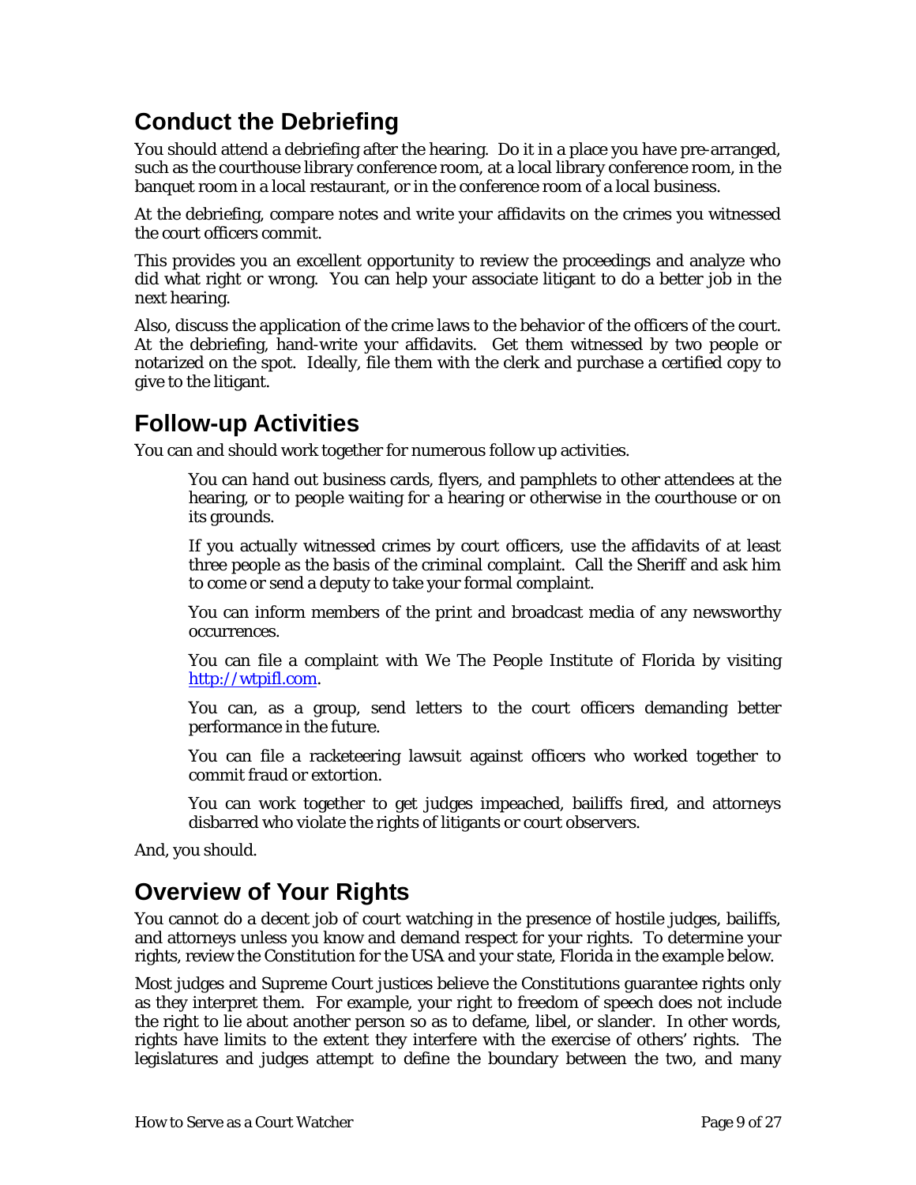## Conduct the Debriefing

You should attend a debriefing after the hearing. Do it in a place you have pre-arranged, such as the courthouse library conference room, at a local library conference room, in the banquet room in a local restaurant, or in the conference room of a local business.

At the debriefing, compare notes and write your affidavits on the crimes you witnessed the court officers commit.

This provides you an excellent opportunity to review the proceedings and analyze who did what right or wrong. You can help your associate litigant to do a better job in the next hearing.

Also, discuss the application of the crime laws to the behavior of the officers of the court. At the debriefing, hand-write your affidavits. Get them witnessed by two people or notarized on the spot. Ideally, file them with the clerk and purchase a certified copy to give to the litigant.

## Follow-up Activities

You can and should work together for numerous follow up activities.

> You can hand out business cards, flyers, and pamphlets to other attendees at the hearing, or to people waiting for a hearing or otherwise in the courthouse or on its grounds.
>
> If you actually witnessed crimes by court officers, use the affidavits of at least three people as the basis of the criminal complaint. Call the Sheriff and ask him to come or send a deputy to take your formal complaint.
>
> You can inform members of the print and broadcast media of any newsworthy occurrences.
>
> You can file a complaint with We The People Institute of Florida by visiting http://wtpifl.com.
>
> You can, as a group, send letters to the court officers demanding better performance in the future.
>
> You can file a racketeering lawsuit against officers who worked together to commit fraud or extortion.
>
> You can work together to get judges impeached, bailiffs fired, and attorneys disbarred who violate the rights of litigants or court observers.

And, you should.

## Overview of Your Rights

You cannot do a decent job of court watching in the presence of hostile judges, bailiffs, and attorneys unless you know and demand respect for your rights. To determine your rights, review the Constitution for the USA and your state, Florida in the example below.

Most judges and Supreme Court justices believe the Constitutions guarantee rights only as they interpret them. For example, your right to freedom of speech does not include the right to lie about another person so as to defame, libel, or slander. In other words, rights have limits to the extent they interfere with the exercise of others' rights. The legislatures and judges attempt to define the boundary between the two, and many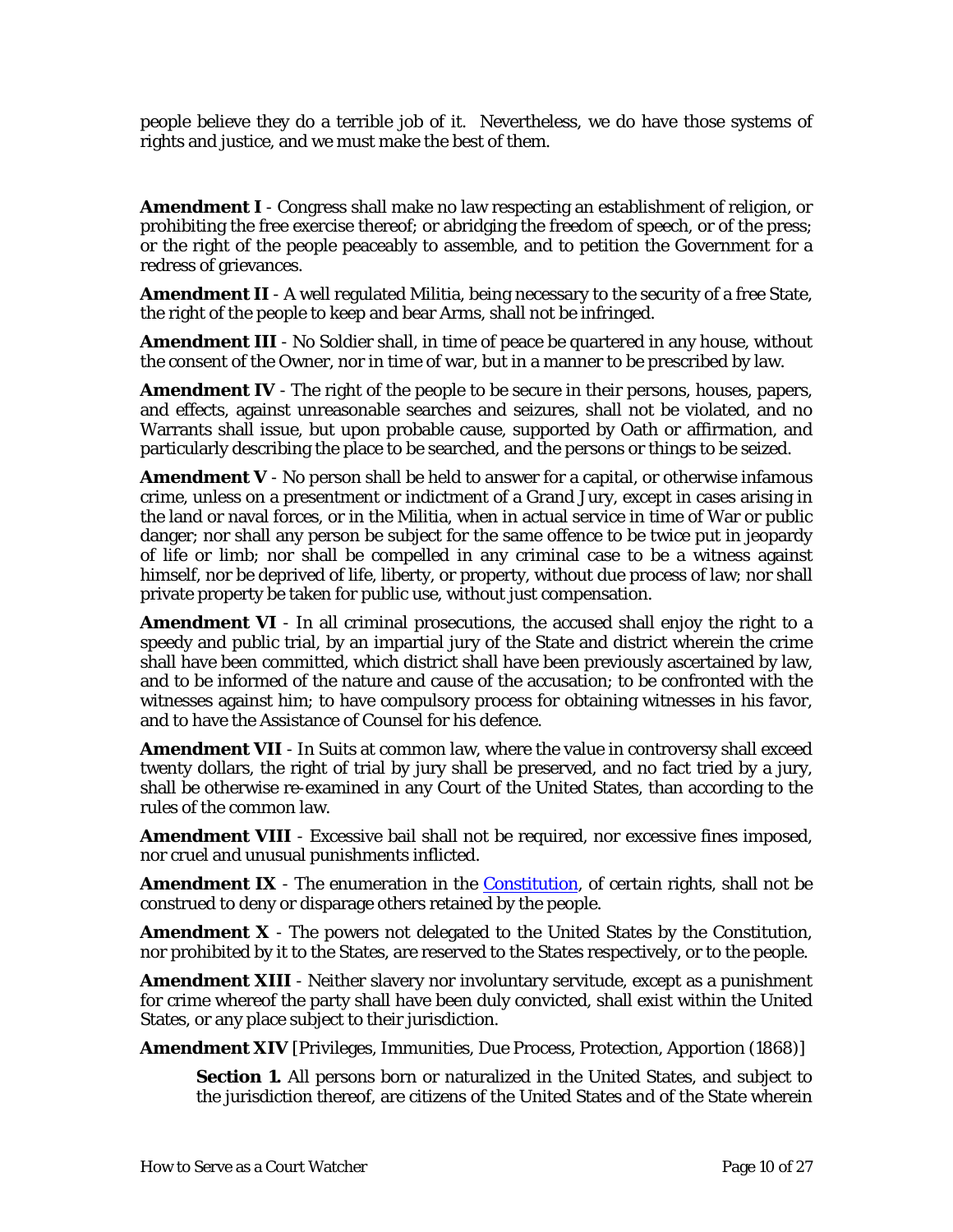people believe they do a terrible job of it. Nevertheless, we do have those systems of rights and justice, and we must make the best of them.

**Amendment I** - Congress shall make no law respecting an establishment of religion, or prohibiting the free exercise thereof; or abridging the freedom of speech, or of the press; or the right of the people peaceably to assemble, and to petition the Government for a redress of grievances.

**Amendment II** - A well regulated Militia, being necessary to the security of a free State, the right of the people to keep and bear Arms, shall not be infringed.

**Amendment III** - No Soldier shall, in time of peace be quartered in any house, without the consent of the Owner, nor in time of war, but in a manner to be prescribed by law.

**Amendment IV** - The right of the people to be secure in their persons, houses, papers, and effects, against unreasonable searches and seizures, shall not be violated, and no Warrants shall issue, but upon probable cause, supported by Oath or affirmation, and particularly describing the place to be searched, and the persons or things to be seized.

**Amendment V** - No person shall be held to answer for a capital, or otherwise infamous crime, unless on a presentment or indictment of a Grand Jury, except in cases arising in the land or naval forces, or in the Militia, when in actual service in time of War or public danger; nor shall any person be subject for the same offence to be twice put in jeopardy of life or limb; nor shall be compelled in any criminal case to be a witness against himself, nor be deprived of life, liberty, or property, without due process of law; nor shall private property be taken for public use, without just compensation.

**Amendment VI** - In all criminal prosecutions, the accused shall enjoy the right to a speedy and public trial, by an impartial jury of the State and district wherein the crime shall have been committed, which district shall have been previously ascertained by law, and to be informed of the nature and cause of the accusation; to be confronted with the witnesses against him; to have compulsory process for obtaining witnesses in his favor, and to have the Assistance of Counsel for his defence.

**Amendment VII** - In Suits at common law, where the value in controversy shall exceed twenty dollars, the right of trial by jury shall be preserved, and no fact tried by a jury, shall be otherwise re-examined in any Court of the United States, than according to the rules of the common law.

**Amendment VIII** - Excessive bail shall not be required, nor excessive fines imposed, nor cruel and unusual punishments inflicted.

**Amendment IX** - The enumeration in the Constitution, of certain rights, shall not be construed to deny or disparage others retained by the people.

**Amendment X** - The powers not delegated to the United States by the Constitution, nor prohibited by it to the States, are reserved to the States respectively, or to the people.

**Amendment XIII** - Neither slavery nor involuntary servitude, except as a punishment for crime whereof the party shall have been duly convicted, shall exist within the United States, or any place subject to their jurisdiction.

**Amendment XIV** [Privileges, Immunities, Due Process, Protection, Apportion (1868)]

> **Section 1.** All persons born or naturalized in the United States, and subject to the jurisdiction thereof, are citizens of the United States and of the State wherein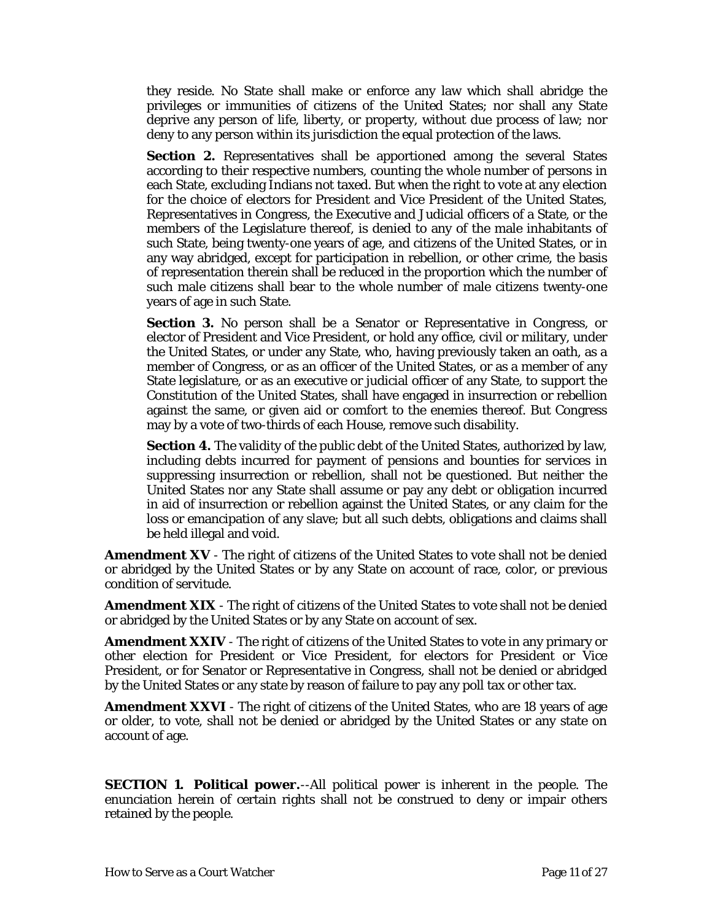they reside. No State shall make or enforce any law which shall abridge the privileges or immunities of citizens of the United States; nor shall any State deprive any person of life, liberty, or property, without due process of law; nor deny to any person within its jurisdiction the equal protection of the laws.

**Section 2.** Representatives shall be apportioned among the several States according to their respective numbers, counting the whole number of persons in each State, excluding Indians not taxed. But when the right to vote at any election for the choice of electors for President and Vice President of the United States, Representatives in Congress, the Executive and Judicial officers of a State, or the members of the Legislature thereof, is denied to any of the male inhabitants of such State, being twenty-one years of age, and citizens of the United States, or in any way abridged, except for participation in rebellion, or other crime, the basis of representation therein shall be reduced in the proportion which the number of such male citizens shall bear to the whole number of male citizens twenty-one years of age in such State.

**Section 3.** No person shall be a Senator or Representative in Congress, or elector of President and Vice President, or hold any office, civil or military, under the United States, or under any State, who, having previously taken an oath, as a member of Congress, or as an officer of the United States, or as a member of any State legislature, or as an executive or judicial officer of any State, to support the Constitution of the United States, shall have engaged in insurrection or rebellion against the same, or given aid or comfort to the enemies thereof. But Congress may by a vote of two-thirds of each House, remove such disability.

**Section 4.** The validity of the public debt of the United States, authorized by law, including debts incurred for payment of pensions and bounties for services in suppressing insurrection or rebellion, shall not be questioned. But neither the United States nor any State shall assume or pay any debt or obligation incurred in aid of insurrection or rebellion against the United States, or any claim for the loss or emancipation of any slave; but all such debts, obligations and claims shall be held illegal and void.

**Amendment XV** - The right of citizens of the United States to vote shall not be denied or abridged by the United States or by any State on account of race, color, or previous condition of servitude.

**Amendment XIX** - The right of citizens of the United States to vote shall not be denied or abridged by the United States or by any State on account of sex.

**Amendment XXIV** - The right of citizens of the United States to vote in any primary or other election for President or Vice President, for electors for President or Vice President, or for Senator or Representative in Congress, shall not be denied or abridged by the United States or any state by reason of failure to pay any poll tax or other tax.

**Amendment XXVI** - The right of citizens of the United States, who are 18 years of age or older, to vote, shall not be denied or abridged by the United States or any state on account of age.

**SECTION 1. Political power.**--All political power is inherent in the people. The enunciation herein of certain rights shall not be construed to deny or impair others retained by the people.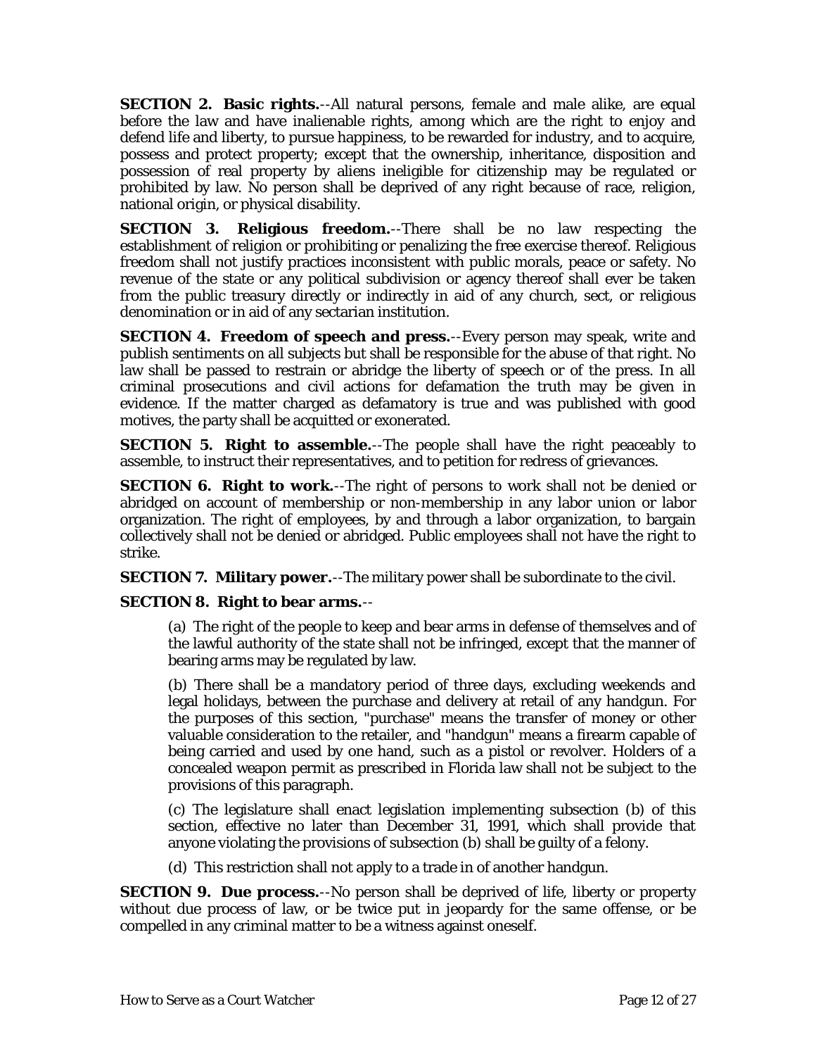**SECTION 2. Basic rights.**--All natural persons, female and male alike, are equal before the law and have inalienable rights, among which are the right to enjoy and defend life and liberty, to pursue happiness, to be rewarded for industry, and to acquire, possess and protect property; except that the ownership, inheritance, disposition and possession of real property by aliens ineligible for citizenship may be regulated or prohibited by law. No person shall be deprived of any right because of race, religion, national origin, or physical disability.

**SECTION 3. Religious freedom.**--There shall be no law respecting the establishment of religion or prohibiting or penalizing the free exercise thereof. Religious freedom shall not justify practices inconsistent with public morals, peace or safety. No revenue of the state or any political subdivision or agency thereof shall ever be taken from the public treasury directly or indirectly in aid of any church, sect, or religious denomination or in aid of any sectarian institution.

**SECTION 4. Freedom of speech and press.**--Every person may speak, write and publish sentiments on all subjects but shall be responsible for the abuse of that right. No law shall be passed to restrain or abridge the liberty of speech or of the press. In all criminal prosecutions and civil actions for defamation the truth may be given in evidence. If the matter charged as defamatory is true and was published with good motives, the party shall be acquitted or exonerated.

**SECTION 5. Right to assemble.**--The people shall have the right peaceably to assemble, to instruct their representatives, and to petition for redress of grievances.

**SECTION 6. Right to work.**--The right of persons to work shall not be denied or abridged on account of membership or non-membership in any labor union or labor organization. The right of employees, by and through a labor organization, to bargain collectively shall not be denied or abridged. Public employees shall not have the right to strike.

**SECTION 7. Military power.**--The military power shall be subordinate to the civil.

**SECTION 8. Right to bear arms.**--

(a) The right of the people to keep and bear arms in defense of themselves and of the lawful authority of the state shall not be infringed, except that the manner of bearing arms may be regulated by law.

(b) There shall be a mandatory period of three days, excluding weekends and legal holidays, between the purchase and delivery at retail of any handgun. For the purposes of this section, "purchase" means the transfer of money or other valuable consideration to the retailer, and "handgun" means a firearm capable of being carried and used by one hand, such as a pistol or revolver. Holders of a concealed weapon permit as prescribed in Florida law shall not be subject to the provisions of this paragraph.

(c) The legislature shall enact legislation implementing subsection (b) of this section, effective no later than December 31, 1991, which shall provide that anyone violating the provisions of subsection (b) shall be guilty of a felony.

(d) This restriction shall not apply to a trade in of another handgun.

**SECTION 9. Due process.**--No person shall be deprived of life, liberty or property without due process of law, or be twice put in jeopardy for the same offense, or be compelled in any criminal matter to be a witness against oneself.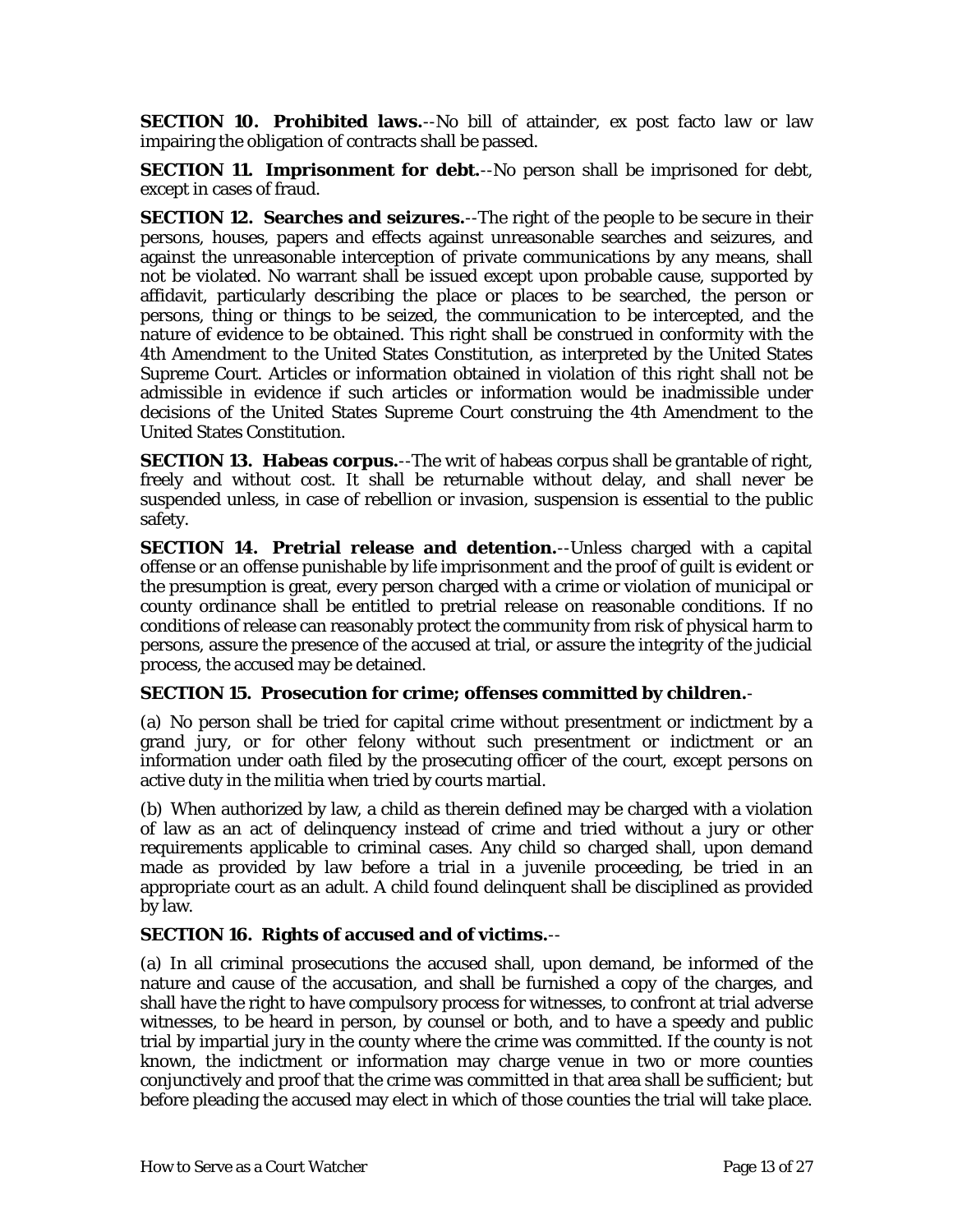**SECTION 10. Prohibited laws.**--No bill of attainder, ex post facto law or law impairing the obligation of contracts shall be passed.

**SECTION 11. Imprisonment for debt.**--No person shall be imprisoned for debt, except in cases of fraud.

**SECTION 12. Searches and seizures.**--The right of the people to be secure in their persons, houses, papers and effects against unreasonable searches and seizures, and against the unreasonable interception of private communications by any means, shall not be violated. No warrant shall be issued except upon probable cause, supported by affidavit, particularly describing the place or places to be searched, the person or persons, thing or things to be seized, the communication to be intercepted, and the nature of evidence to be obtained. This right shall be construed in conformity with the 4th Amendment to the United States Constitution, as interpreted by the United States Supreme Court. Articles or information obtained in violation of this right shall not be admissible in evidence if such articles or information would be inadmissible under decisions of the United States Supreme Court construing the 4th Amendment to the United States Constitution.

**SECTION 13. Habeas corpus.**--The writ of habeas corpus shall be grantable of right, freely and without cost. It shall be returnable without delay, and shall never be suspended unless, in case of rebellion or invasion, suspension is essential to the public safety.

**SECTION 14. Pretrial release and detention.**--Unless charged with a capital offense or an offense punishable by life imprisonment and the proof of guilt is evident or the presumption is great, every person charged with a crime or violation of municipal or county ordinance shall be entitled to pretrial release on reasonable conditions. If no conditions of release can reasonably protect the community from risk of physical harm to persons, assure the presence of the accused at trial, or assure the integrity of the judicial process, the accused may be detained.

**SECTION 15. Prosecution for crime; offenses committed by children.**-

(a) No person shall be tried for capital crime without presentment or indictment by a grand jury, or for other felony without such presentment or indictment or an information under oath filed by the prosecuting officer of the court, except persons on active duty in the militia when tried by courts martial.

(b) When authorized by law, a child as therein defined may be charged with a violation of law as an act of delinquency instead of crime and tried without a jury or other requirements applicable to criminal cases. Any child so charged shall, upon demand made as provided by law before a trial in a juvenile proceeding, be tried in an appropriate court as an adult. A child found delinquent shall be disciplined as provided by law.

**SECTION 16. Rights of accused and of victims.**--

(a) In all criminal prosecutions the accused shall, upon demand, be informed of the nature and cause of the accusation, and shall be furnished a copy of the charges, and shall have the right to have compulsory process for witnesses, to confront at trial adverse witnesses, to be heard in person, by counsel or both, and to have a speedy and public trial by impartial jury in the county where the crime was committed. If the county is not known, the indictment or information may charge venue in two or more counties conjunctively and proof that the crime was committed in that area shall be sufficient; but before pleading the accused may elect in which of those counties the trial will take place.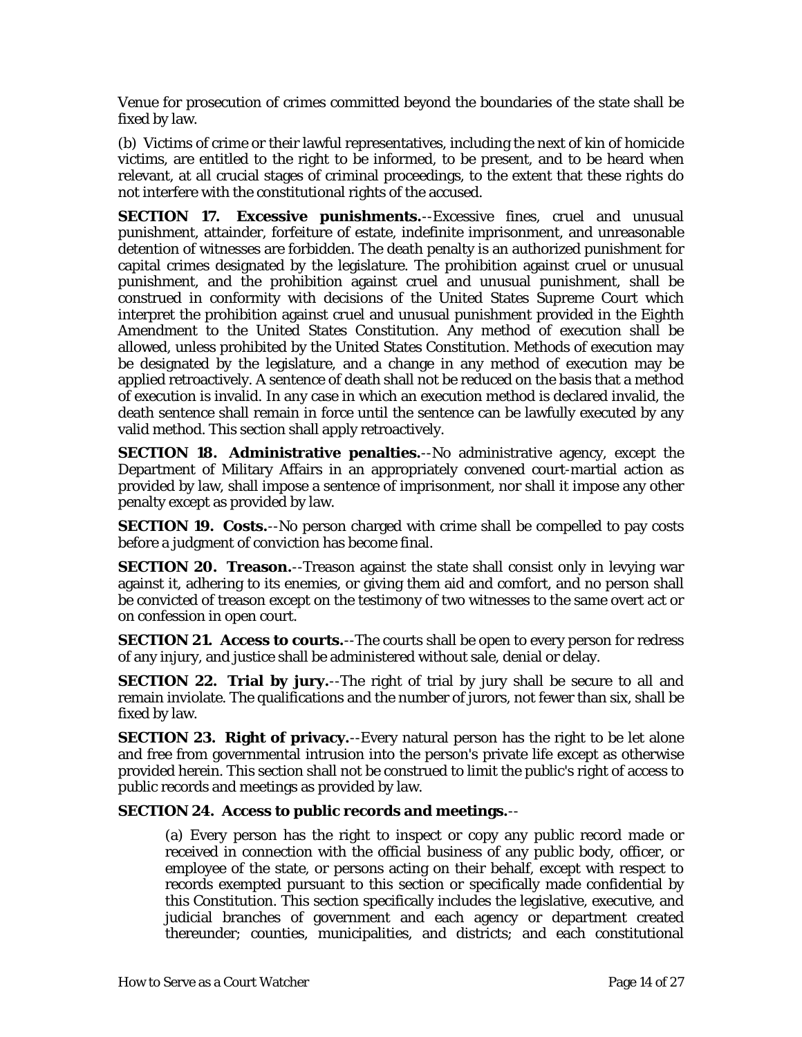Venue for prosecution of crimes committed beyond the boundaries of the state shall be fixed by law.

(b) Victims of crime or their lawful representatives, including the next of kin of homicide victims, are entitled to the right to be informed, to be present, and to be heard when relevant, at all crucial stages of criminal proceedings, to the extent that these rights do not interfere with the constitutional rights of the accused.

**SECTION 17. Excessive punishments.**--Excessive fines, cruel and unusual punishment, attainder, forfeiture of estate, indefinite imprisonment, and unreasonable detention of witnesses are forbidden. The death penalty is an authorized punishment for capital crimes designated by the legislature. The prohibition against cruel or unusual punishment, and the prohibition against cruel and unusual punishment, shall be construed in conformity with decisions of the United States Supreme Court which interpret the prohibition against cruel and unusual punishment provided in the Eighth Amendment to the United States Constitution. Any method of execution shall be allowed, unless prohibited by the United States Constitution. Methods of execution may be designated by the legislature, and a change in any method of execution may be applied retroactively. A sentence of death shall not be reduced on the basis that a method of execution is invalid. In any case in which an execution method is declared invalid, the death sentence shall remain in force until the sentence can be lawfully executed by any valid method. This section shall apply retroactively.

**SECTION 18. Administrative penalties.**--No administrative agency, except the Department of Military Affairs in an appropriately convened court-martial action as provided by law, shall impose a sentence of imprisonment, nor shall it impose any other penalty except as provided by law.

**SECTION 19. Costs.**--No person charged with crime shall be compelled to pay costs before a judgment of conviction has become final.

**SECTION 20. Treason.**--Treason against the state shall consist only in levying war against it, adhering to its enemies, or giving them aid and comfort, and no person shall be convicted of treason except on the testimony of two witnesses to the same overt act or on confession in open court.

**SECTION 21. Access to courts.**--The courts shall be open to every person for redress of any injury, and justice shall be administered without sale, denial or delay.

**SECTION 22. Trial by jury.**--The right of trial by jury shall be secure to all and remain inviolate. The qualifications and the number of jurors, not fewer than six, shall be fixed by law.

**SECTION 23. Right of privacy.**--Every natural person has the right to be let alone and free from governmental intrusion into the person's private life except as otherwise provided herein. This section shall not be construed to limit the public's right of access to public records and meetings as provided by law.

**SECTION 24. Access to public records and meetings.**--

(a) Every person has the right to inspect or copy any public record made or received in connection with the official business of any public body, officer, or employee of the state, or persons acting on their behalf, except with respect to records exempted pursuant to this section or specifically made confidential by this Constitution. This section specifically includes the legislative, executive, and judicial branches of government and each agency or department created thereunder; counties, municipalities, and districts; and each constitutional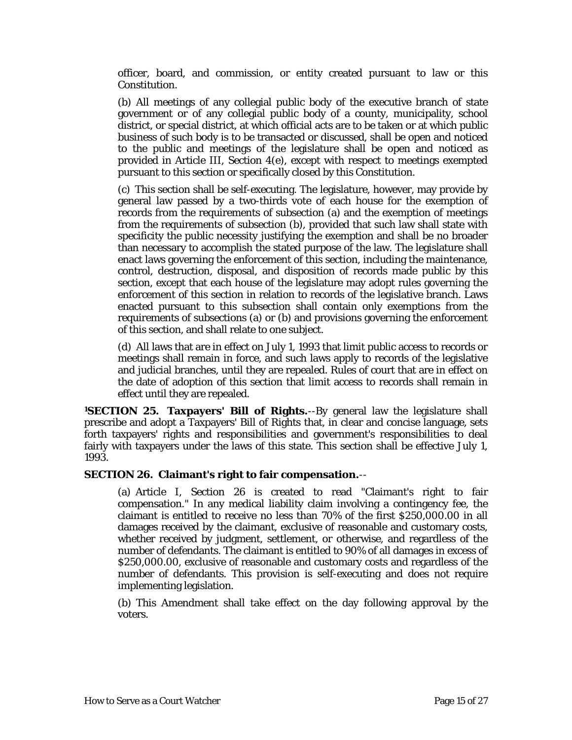officer, board, and commission, or entity created pursuant to law or this Constitution.

(b) All meetings of any collegial public body of the executive branch of state government or of any collegial public body of a county, municipality, school district, or special district, at which official acts are to be taken or at which public business of such body is to be transacted or discussed, shall be open and noticed to the public and meetings of the legislature shall be open and noticed as provided in Article III, Section 4(e), except with respect to meetings exempted pursuant to this section or specifically closed by this Constitution.

(c) This section shall be self-executing. The legislature, however, may provide by general law passed by a two-thirds vote of each house for the exemption of records from the requirements of subsection (a) and the exemption of meetings from the requirements of subsection (b), provided that such law shall state with specificity the public necessity justifying the exemption and shall be no broader than necessary to accomplish the stated purpose of the law. The legislature shall enact laws governing the enforcement of this section, including the maintenance, control, destruction, disposal, and disposition of records made public by this section, except that each house of the legislature may adopt rules governing the enforcement of this section in relation to records of the legislative branch. Laws enacted pursuant to this subsection shall contain only exemptions from the requirements of subsections (a) or (b) and provisions governing the enforcement of this section, and shall relate to one subject.

(d) All laws that are in effect on July 1, 1993 that limit public access to records or meetings shall remain in force, and such laws apply to records of the legislative and judicial branches, until they are repealed. Rules of court that are in effect on the date of adoption of this section that limit access to records shall remain in effect until they are repealed.

[1]**SECTION 25. Taxpayers' Bill of Rights.**--By general law the legislature shall prescribe and adopt a Taxpayers' Bill of Rights that, in clear and concise language, sets forth taxpayers' rights and responsibilities and government's responsibilities to deal fairly with taxpayers under the laws of this state. This section shall be effective July 1, 1993.

**SECTION 26. Claimant's right to fair compensation.**--

(a) Article I, Section 26 is created to read "Claimant's right to fair compensation." In any medical liability claim involving a contingency fee, the claimant is entitled to receive no less than 70% of the first $250,000.00 in all damages received by the claimant, exclusive of reasonable and customary costs, whether received by judgment, settlement, or otherwise, and regardless of the number of defendants. The claimant is entitled to 90% of all damages in excess of $250,000.00, exclusive of reasonable and customary costs and regardless of the number of defendants. This provision is self-executing and does not require implementing legislation.

(b) This Amendment shall take effect on the day following approval by the voters.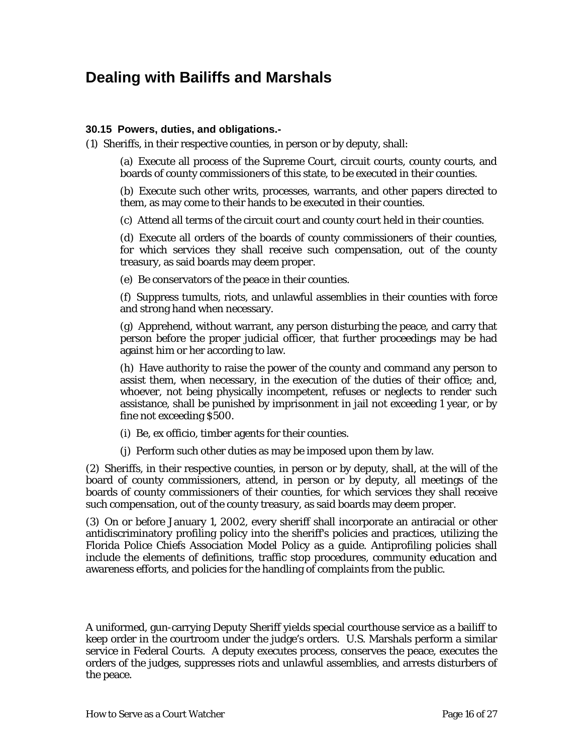# Dealing with Bailiffs and Marshals

**30.15 Powers, duties, and obligations.-**

(1) Sheriffs, in their respective counties, in person or by deputy, shall:

(a) Execute all process of the Supreme Court, circuit courts, county courts, and boards of county commissioners of this state, to be executed in their counties.

(b) Execute such other writs, processes, warrants, and other papers directed to them, as may come to their hands to be executed in their counties.

(c) Attend all terms of the circuit court and county court held in their counties.

(d) Execute all orders of the boards of county commissioners of their counties, for which services they shall receive such compensation, out of the county treasury, as said boards may deem proper.

(e) Be conservators of the peace in their counties.

(f) Suppress tumults, riots, and unlawful assemblies in their counties with force and strong hand when necessary.

(g) Apprehend, without warrant, any person disturbing the peace, and carry that person before the proper judicial officer, that further proceedings may be had against him or her according to law.

(h) Have authority to raise the power of the county and command any person to assist them, when necessary, in the execution of the duties of their office; and, whoever, not being physically incompetent, refuses or neglects to render such assistance, shall be punished by imprisonment in jail not exceeding 1 year, or by fine not exceeding $500.

(i) Be, ex officio, timber agents for their counties.

(j) Perform such other duties as may be imposed upon them by law.

(2) Sheriffs, in their respective counties, in person or by deputy, shall, at the will of the board of county commissioners, attend, in person or by deputy, all meetings of the boards of county commissioners of their counties, for which services they shall receive such compensation, out of the county treasury, as said boards may deem proper.

(3) On or before January 1, 2002, every sheriff shall incorporate an antiracial or other antidiscriminatory profiling policy into the sheriff's policies and practices, utilizing the Florida Police Chiefs Association Model Policy as a guide. Antiprofiling policies shall include the elements of definitions, traffic stop procedures, community education and awareness efforts, and policies for the handling of complaints from the public.

A uniformed, gun-carrying Deputy Sheriff yields special courthouse service as a bailiff to keep order in the courtroom under the judge's orders. U.S. Marshals perform a similar service in Federal Courts. A deputy executes process, conserves the peace, executes the orders of the judges, suppresses riots and unlawful assemblies, and arrests disturbers of the peace.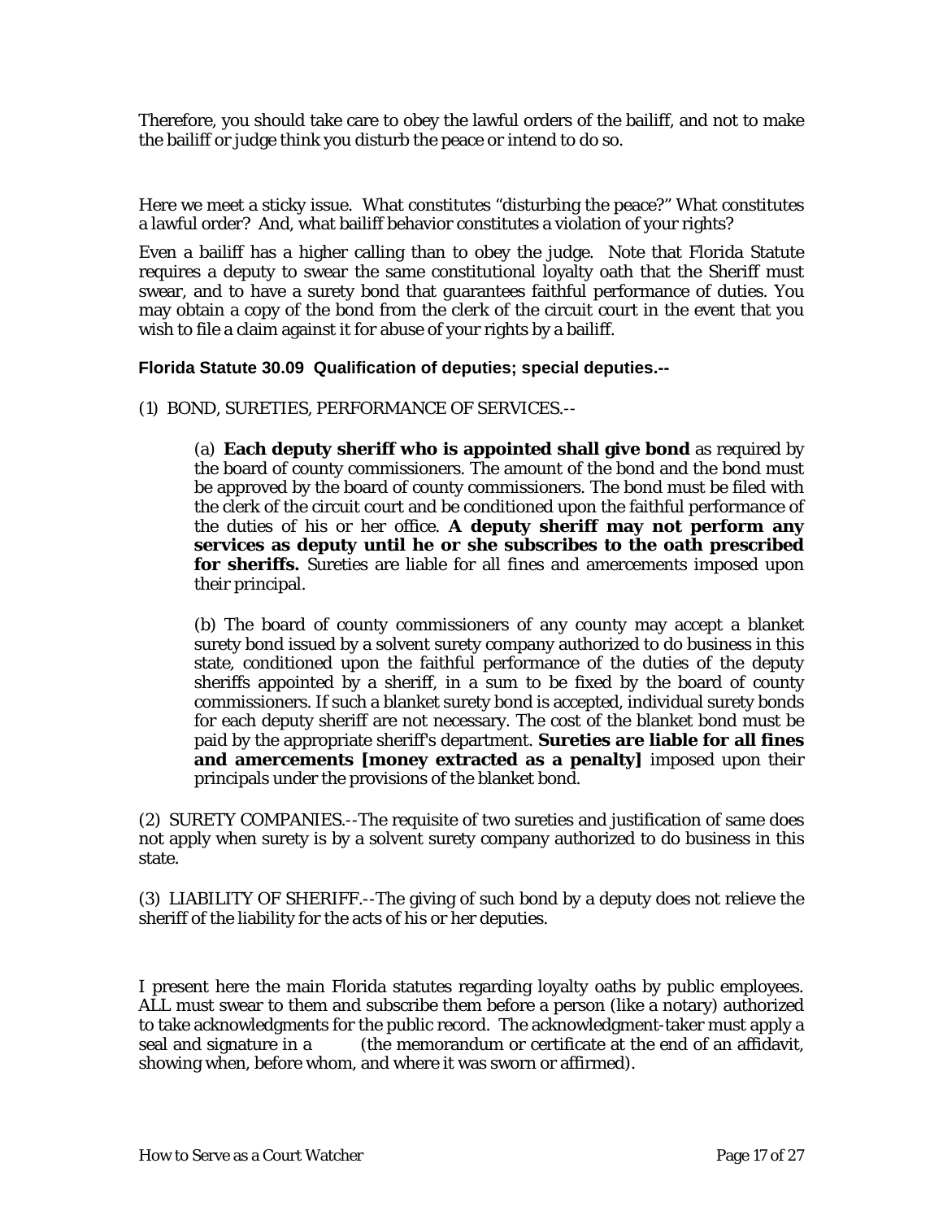Therefore, you should take care to obey the lawful orders of the bailiff, and not to make the bailiff or judge think you disturb the peace or intend to do so.

Here we meet a sticky issue. What constitutes "disturbing the peace?" What constitutes a lawful order? And, what bailiff behavior constitutes a violation of your rights?

Even a bailiff has a higher calling than to obey the judge. Note that Florida Statute requires a deputy to swear the same constitutional loyalty oath that the Sheriff must swear, and to have a surety bond that guarantees faithful performance of duties. You may obtain a copy of the bond from the clerk of the circuit court in the event that you wish to file a claim against it for abuse of your rights by a bailiff.

**Florida Statute 30.09 Qualification of deputies; special deputies.--**

(1) BOND, SURETIES, PERFORMANCE OF SERVICES.--

> (a) **Each deputy sheriff who is appointed shall give bond** as required by the board of county commissioners. The amount of the bond and the bond must be approved by the board of county commissioners. The bond must be filed with the clerk of the circuit court and be conditioned upon the faithful performance of the duties of his or her office. **A deputy sheriff may not perform any services as deputy until he or she subscribes to the oath prescribed for sheriffs.** Sureties are liable for all fines and amercements imposed upon their principal.
>
> (b) The board of county commissioners of any county may accept a blanket surety bond issued by a solvent surety company authorized to do business in this state, conditioned upon the faithful performance of the duties of the deputy sheriffs appointed by a sheriff, in a sum to be fixed by the board of county commissioners. If such a blanket surety bond is accepted, individual surety bonds for each deputy sheriff are not necessary. The cost of the blanket bond must be paid by the appropriate sheriff's department. **Sureties are liable for all fines and amercements [money extracted as a penalty]** imposed upon their principals under the provisions of the blanket bond.

(2) SURETY COMPANIES.--The requisite of two sureties and justification of same does not apply when surety is by a solvent surety company authorized to do business in this state.

(3) LIABILITY OF SHERIFF.--The giving of such bond by a deputy does not relieve the sheriff of the liability for the acts of his or her deputies.

I present here the main Florida statutes regarding loyalty oaths by public employees. ALL must swear to them and subscribe them before a person (like a notary) authorized to take acknowledgments for the public record. The acknowledgment-taker must apply a seal and signature in a (the memorandum or certificate at the end of an affidavit, showing when, before whom, and where it was sworn or affirmed).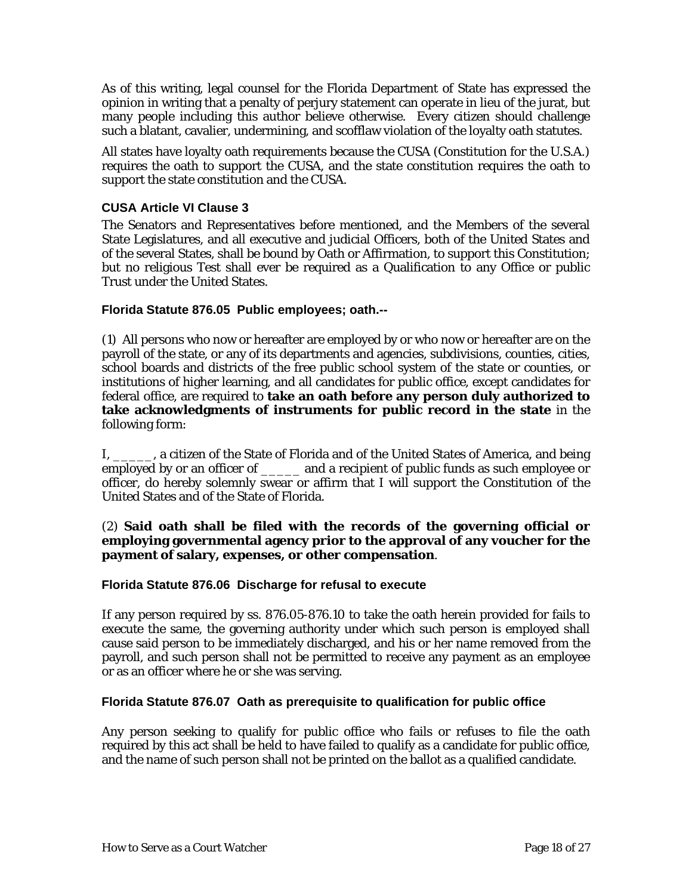As of this writing, legal counsel for the Florida Department of State has expressed the opinion in writing that a penalty of perjury statement can operate in lieu of the jurat, but many people including this author believe otherwise. Every citizen should challenge such a blatant, cavalier, undermining, and scofflaw violation of the loyalty oath statutes.

All states have loyalty oath requirements because the CUSA (Constitution for the U.S.A.) requires the oath to support the CUSA, and the state constitution requires the oath to support the state constitution and the CUSA.

### CUSA Article VI Clause 3

The Senators and Representatives before mentioned, and the Members of the several State Legislatures, and all executive and judicial Officers, both of the United States and of the several States, shall be bound by Oath or Affirmation, to support this Constitution; but no religious Test shall ever be required as a Qualification to any Office or public Trust under the United States.

### Florida Statute 876.05 Public employees; oath.--

(1) All persons who now or hereafter are employed by or who now or hereafter are on the payroll of the state, or any of its departments and agencies, subdivisions, counties, cities, school boards and districts of the free public school system of the state or counties, or institutions of higher learning, and all candidates for public office, except candidates for federal office, are required to **take an oath before any person duly authorized to take acknowledgments of instruments for public record in the state** in the following form:

I, _____, a citizen of the State of Florida and of the United States of America, and being employed by or an officer of _____ and a recipient of public funds as such employee or officer, do hereby solemnly swear or affirm that I will support the Constitution of the United States and of the State of Florida.

(2) **Said oath shall be filed with the records of the governing official or employing governmental agency prior to the approval of any voucher for the payment of salary, expenses, or other compensation**.

### Florida Statute 876.06 Discharge for refusal to execute

If any person required by ss. 876.05-876.10 to take the oath herein provided for fails to execute the same, the governing authority under which such person is employed shall cause said person to be immediately discharged, and his or her name removed from the payroll, and such person shall not be permitted to receive any payment as an employee or as an officer where he or she was serving.

### Florida Statute 876.07 Oath as prerequisite to qualification for public office

Any person seeking to qualify for public office who fails or refuses to file the oath required by this act shall be held to have failed to qualify as a candidate for public office, and the name of such person shall not be printed on the ballot as a qualified candidate.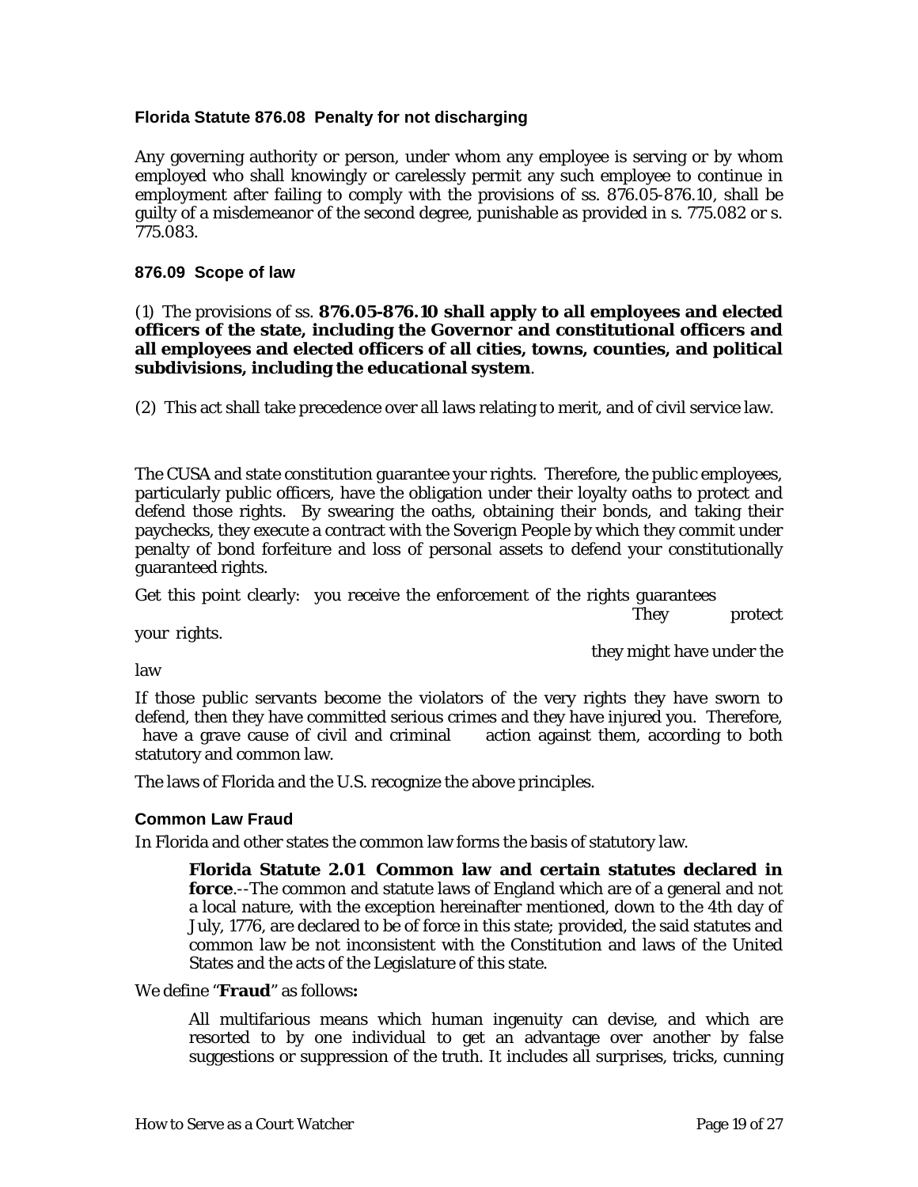**Florida Statute 876.08 Penalty for not discharging**

Any governing authority or person, under whom any employee is serving or by whom employed who shall knowingly or carelessly permit any such employee to continue in employment after failing to comply with the provisions of ss. 876.05-876.10, shall be guilty of a misdemeanor of the second degree, punishable as provided in s. 775.082 or s. 775.083.

**876.09 Scope of law**

(1) The provisions of ss. **876.05-876.10 shall apply to all employees and elected officers of the state, including the Governor and constitutional officers and all employees and elected officers of all cities, towns, counties, and political subdivisions, including the educational system**.

(2) This act shall take precedence over all laws relating to merit, and of civil service law.

The CUSA and state constitution guarantee your rights. Therefore, the public employees, particularly public officers, have the obligation under their loyalty oaths to protect and defend those rights. By swearing the oaths, obtaining their bonds, and taking their paychecks, they execute a contract with the Soverign People by which they commit under penalty of bond forfeiture and loss of personal assets to defend your constitutionally guaranteed rights.

Get this point clearly: you receive the enforcement of the rights guarantees They protect your rights. they might have under the law

If those public servants become the violators of the very rights they have sworn to defend, then they have committed serious crimes and they have injured you. Therefore, have a grave cause of civil and criminal action against them, according to both statutory and common law.

The laws of Florida and the U.S. recognize the above principles.

**Common Law Fraud**

In Florida and other states the common law forms the basis of statutory law.

> **Florida Statute 2.01 Common law and certain statutes declared in force**.--The common and statute laws of England which are of a general and not a local nature, with the exception hereinafter mentioned, down to the 4th day of July, 1776, are declared to be of force in this state; provided, the said statutes and common law be not inconsistent with the Constitution and laws of the United States and the acts of the Legislature of this state.

We define "**Fraud**" as follows**:**

> All multifarious means which human ingenuity can devise, and which are resorted to by one individual to get an advantage over another by false suggestions or suppression of the truth. It includes all surprises, tricks, cunning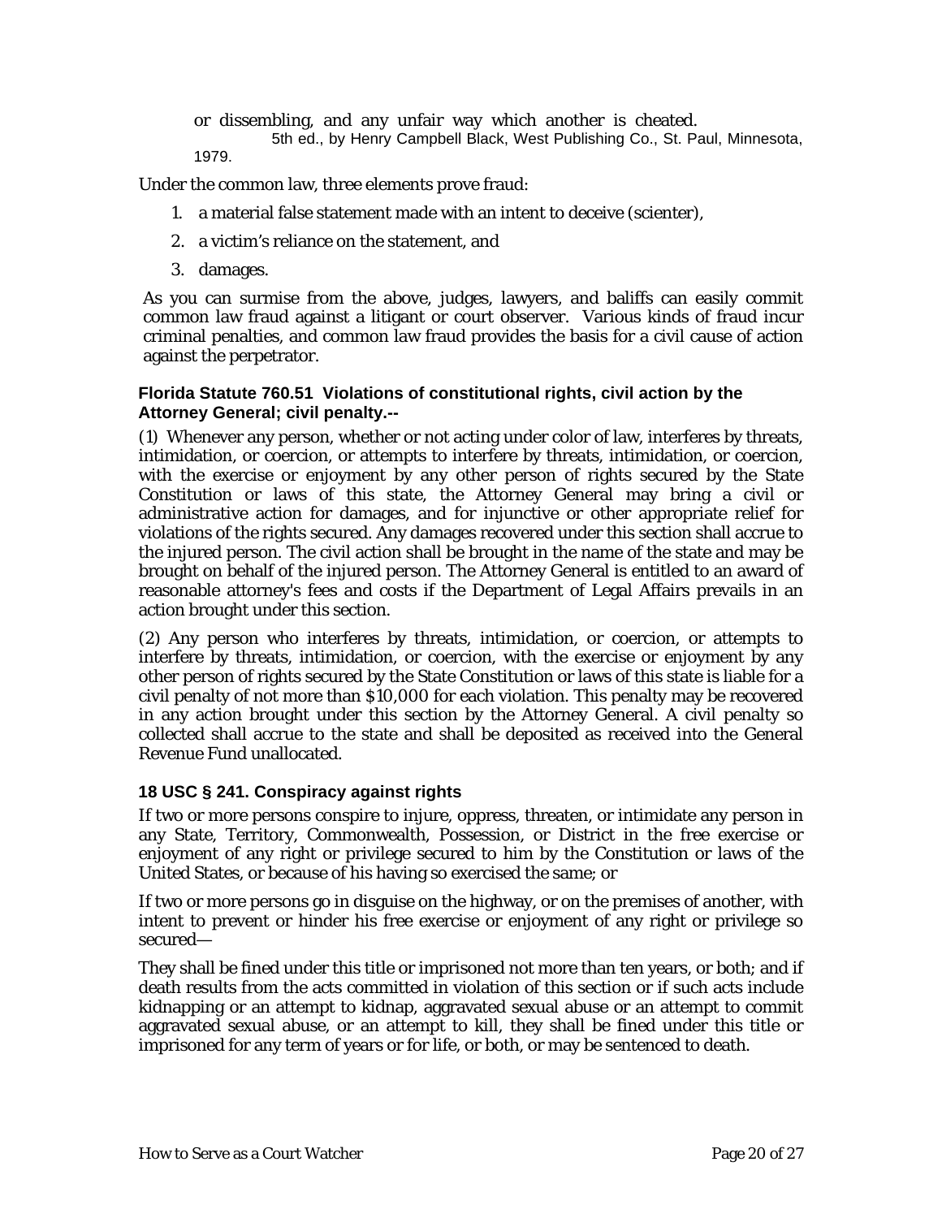or dissembling, and any unfair way which another is cheated.

5th ed., by Henry Campbell Black, West Publishing Co., St. Paul, Minnesota, 1979.

Under the common law, three elements prove fraud:

1. a material false statement made with an intent to deceive (scienter),
2. a victim's reliance on the statement, and
3. damages.

As you can surmise from the above, judges, lawyers, and baliffs can easily commit common law fraud against a litigant or court observer. Various kinds of fraud incur criminal penalties, and common law fraud provides the basis for a civil cause of action against the perpetrator.

### Florida Statute 760.51 Violations of constitutional rights, civil action by the Attorney General; civil penalty.--

(1) Whenever any person, whether or not acting under color of law, interferes by threats, intimidation, or coercion, or attempts to interfere by threats, intimidation, or coercion, with the exercise or enjoyment by any other person of rights secured by the State Constitution or laws of this state, the Attorney General may bring a civil or administrative action for damages, and for injunctive or other appropriate relief for violations of the rights secured. Any damages recovered under this section shall accrue to the injured person. The civil action shall be brought in the name of the state and may be brought on behalf of the injured person. The Attorney General is entitled to an award of reasonable attorney's fees and costs if the Department of Legal Affairs prevails in an action brought under this section.

(2) Any person who interferes by threats, intimidation, or coercion, or attempts to interfere by threats, intimidation, or coercion, with the exercise or enjoyment by any other person of rights secured by the State Constitution or laws of this state is liable for a civil penalty of not more than $10,000 for each violation. This penalty may be recovered in any action brought under this section by the Attorney General. A civil penalty so collected shall accrue to the state and shall be deposited as received into the General Revenue Fund unallocated.

### 18 USC § 241. Conspiracy against rights

If two or more persons conspire to injure, oppress, threaten, or intimidate any person in any State, Territory, Commonwealth, Possession, or District in the free exercise or enjoyment of any right or privilege secured to him by the Constitution or laws of the United States, or because of his having so exercised the same; or

If two or more persons go in disguise on the highway, or on the premises of another, with intent to prevent or hinder his free exercise or enjoyment of any right or privilege so secured—

They shall be fined under this title or imprisoned not more than ten years, or both; and if death results from the acts committed in violation of this section or if such acts include kidnapping or an attempt to kidnap, aggravated sexual abuse or an attempt to commit aggravated sexual abuse, or an attempt to kill, they shall be fined under this title or imprisoned for any term of years or for life, or both, or may be sentenced to death.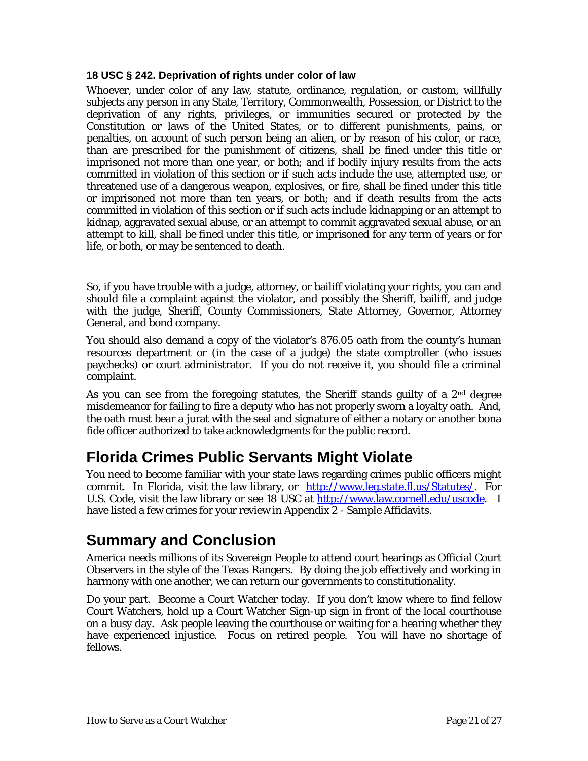**18 USC § 242. Deprivation of rights under color of law**

Whoever, under color of any law, statute, ordinance, regulation, or custom, willfully subjects any person in any State, Territory, Commonwealth, Possession, or District to the deprivation of any rights, privileges, or immunities secured or protected by the Constitution or laws of the United States, or to different punishments, pains, or penalties, on account of such person being an alien, or by reason of his color, or race, than are prescribed for the punishment of citizens, shall be fined under this title or imprisoned not more than one year, or both; and if bodily injury results from the acts committed in violation of this section or if such acts include the use, attempted use, or threatened use of a dangerous weapon, explosives, or fire, shall be fined under this title or imprisoned not more than ten years, or both; and if death results from the acts committed in violation of this section or if such acts include kidnapping or an attempt to kidnap, aggravated sexual abuse, or an attempt to commit aggravated sexual abuse, or an attempt to kill, shall be fined under this title, or imprisoned for any term of years or for life, or both, or may be sentenced to death.

So, if you have trouble with a judge, attorney, or bailiff violating your rights, you can and should file a complaint against the violator, and possibly the Sheriff, bailiff, and judge with the judge, Sheriff, County Commissioners, State Attorney, Governor, Attorney General, and bond company.

You should also demand a copy of the violator's 876.05 oath from the county's human resources department or (in the case of a judge) the state comptroller (who issues paychecks) or court administrator. If you do not receive it, you should file a criminal complaint.

As you can see from the foregoing statutes, the Sheriff stands guilty of a 2nd degree misdemeanor for failing to fire a deputy who has not properly sworn a loyalty oath. And, the oath must bear a jurat with the seal and signature of either a notary or another bona fide officer authorized to take acknowledgments for the public record.

## Florida Crimes Public Servants Might Violate

You need to become familiar with your state laws regarding crimes public officers might commit. In Florida, visit the law library, or http://www.leg.state.fl.us/Statutes/. For U.S. Code, visit the law library or see 18 USC at http://www.law.cornell.edu/uscode. I have listed a few crimes for your review in Appendix 2 - Sample Affidavits.

## Summary and Conclusion

America needs millions of its Sovereign People to attend court hearings as Official Court Observers in the style of the Texas Rangers. By doing the job effectively and working in harmony with one another, we can return our governments to constitutionality.

Do your part. Become a Court Watcher today. If you don't know where to find fellow Court Watchers, hold up a Court Watcher Sign-up sign in front of the local courthouse on a busy day. Ask people leaving the courthouse or waiting for a hearing whether they have experienced injustice. Focus on retired people. You will have no shortage of fellows.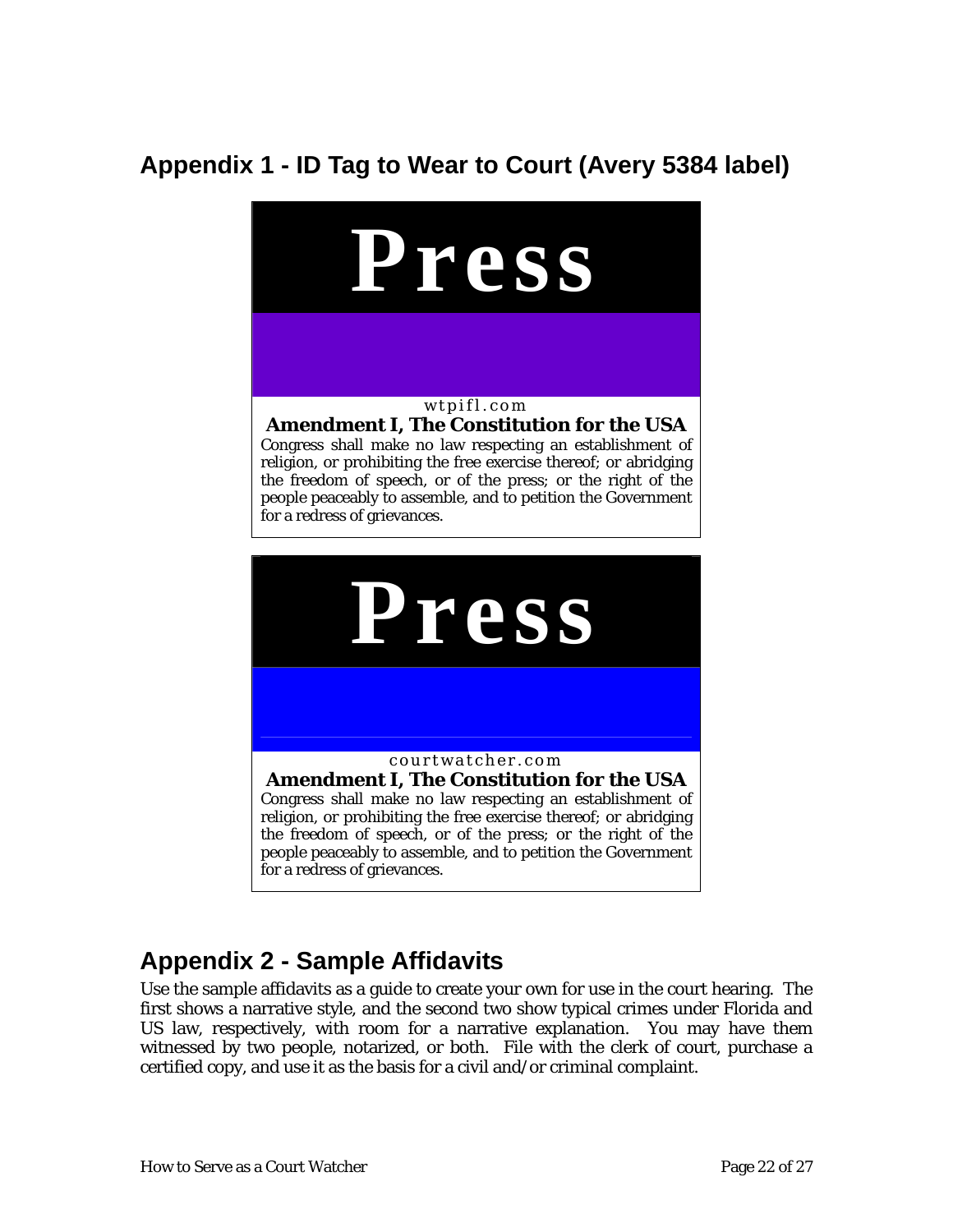## Appendix 1 - ID Tag to Wear to Court (Avery 5384 label)

**Press**

wtpifl.com

**Amendment I, The Constitution for the USA**

Congress shall make no law respecting an establishment of religion, or prohibiting the free exercise thereof; or abridging the freedom of speech, or of the press; or the right of the people peaceably to assemble, and to petition the Government for a redress of grievances.

**Press**

courtwatcher.com

**Amendment I, The Constitution for the USA**

Congress shall make no law respecting an establishment of religion, or prohibiting the free exercise thereof; or abridging the freedom of speech, or of the press; or the right of the people peaceably to assemble, and to petition the Government for a redress of grievances.

## Appendix 2 - Sample Affidavits

Use the sample affidavits as a guide to create your own for use in the court hearing. The first shows a narrative style, and the second two show typical crimes under Florida and US law, respectively, with room for a narrative explanation. You may have them witnessed by two people, notarized, or both. File with the clerk of court, purchase a certified copy, and use it as the basis for a civil and/or criminal complaint.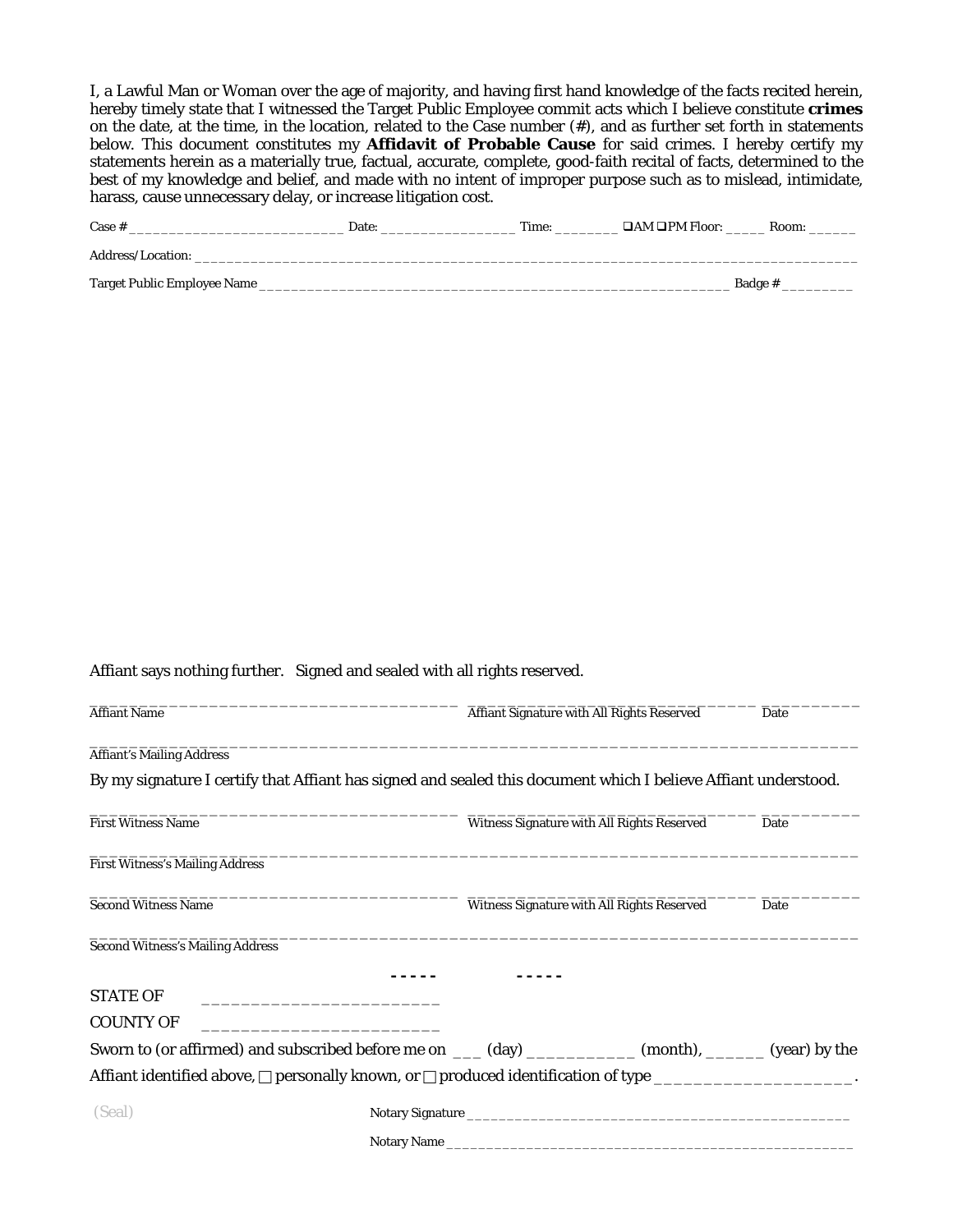I, a Lawful Man or Woman over the age of majority, and having first hand knowledge of the facts recited herein, hereby timely state that I witnessed the Target Public Employee commit acts which I believe constitute **crimes** on the date, at the time, in the location, related to the Case number (#), and as further set forth in statements below. This document constitutes my **Affidavit of Probable Cause** for said crimes. I hereby certify my statements herein as a materially true, factual, accurate, complete, good-faith recital of facts, determined to the best of my knowledge and belief, and made with no intent of improper purpose such as to mislead, intimidate, harass, cause unnecessary delay, or increase litigation cost.

Case # ___________________________ Date: _________________ Time: ________ ❑AM ❑PM Floor: _____ Room: ______

Address/Location: ______________________________________________________________________________________

Target Public Employee Name ____________________________________________________________ Badge # _________

Affiant says nothing further. Signed and sealed with all rights reserved.

_____________________________________ _____________________________ __________
Affiant Name | Affiant Signature with All Rights Reserved | Date

______________________________________________________________________________
Affiant's Mailing Address

By my signature I certify that Affiant has signed and sealed this document which I believe Affiant understood.

_____________________________________ _____________________________ __________
First Witness Name | Witness Signature with All Rights Reserved | Date

______________________________________________________________________________
First Witness's Mailing Address

_____________________________________ _____________________________ __________
Second Witness Name | Witness Signature with All Rights Reserved | Date

______________________________________________________________________________
Second Witness's Mailing Address

----- -----

STATE OF ________________________

COUNTY OF ________________________

Sworn to (or affirmed) and subscribed before me on ___ (day) ___________ (month), ______ (year) by the Affiant identified above, ☐ personally known, or ☐ produced identification of type ____________________.

(Seal)

Notary Signature ________________________________________________

Notary Name ___________________________________________________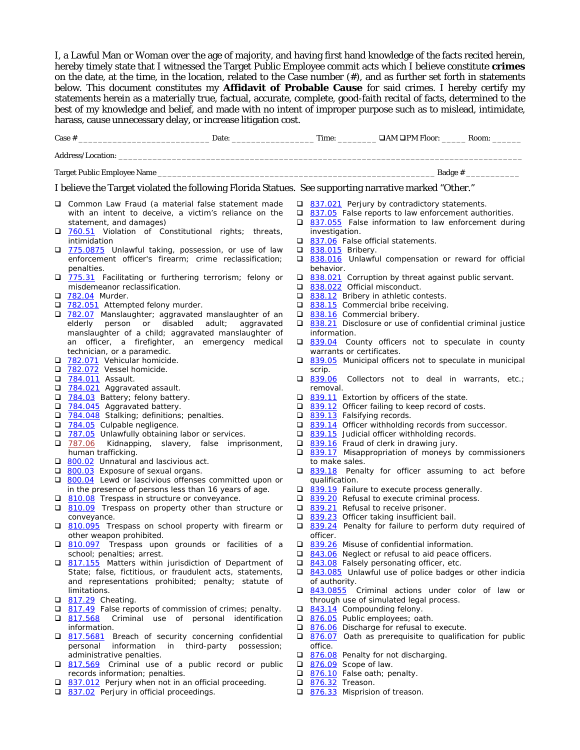I, a Lawful Man or Woman over the age of majority, and having first hand knowledge of the facts recited herein, hereby timely state that I witnessed the Target Public Employee commit acts which I believe constitute **crimes** on the date, at the time, in the location, related to the Case number (#), and as further set forth in statements below. This document constitutes my **Affidavit of Probable Cause** for said crimes. I hereby certify my statements herein as a materially true, factual, accurate, complete, good-faith recital of facts, determined to the best of my knowledge and belief, and made with no intent of improper purpose such as to mislead, intimidate, harass, cause unnecessary delay, or increase litigation cost.

Case # ___________________________ Date: ________________ Time: ________ ❑AM ❑PM Floor: _____ Room: ______

Address/Location: ___________________________________________________________________________________

Target Public Employee Name _________________________________________________________ Badge # ___________

I believe the Target violated the following Florida Statues. See supporting narrative marked "Other."

- ❑ Common Law Fraud (a material false statement made with an intent to deceive, a victim's reliance on the statement, and damages)
- ❑ 760.51 Violation of Constitutional rights; threats, intimidation
- ❑ 775.0875 Unlawful taking, possession, or use of law enforcement officer's firearm; crime reclassification; penalties.
- ❑ 775.31 Facilitating or furthering terrorism; felony or misdemeanor reclassification.
- ❑ 782.04 Murder.
- ❑ 782.051 Attempted felony murder.
- ❑ 782.07 Manslaughter; aggravated manslaughter of an elderly person or disabled adult; aggravated manslaughter of a child; aggravated manslaughter of an officer, a firefighter, an emergency medical technician, or a paramedic.
- ❑ 782.071 Vehicular homicide.
- ❑ 782.072 Vessel homicide.
- ❑ 784.011 Assault.
- ❑ 784.021 Aggravated assault.
- ❑ 784.03 Battery; felony battery.
- ❑ 784.045 Aggravated battery.
- ❑ 784.048 Stalking; definitions; penalties.
- ❑ 784.05 Culpable negligence.
- ❑ 787.05 Unlawfully obtaining labor or services.
- ❑ 787.06 Kidnapping, slavery, false imprisonment, human trafficking.
- ❑ 800.02 Unnatural and lascivious act.
- ❑ 800.03 Exposure of sexual organs.
- ❑ 800.04 Lewd or lascivious offenses committed upon or in the presence of persons less than 16 years of age.
- ❑ 810.08 Trespass in structure or conveyance.
- ❑ 810.09 Trespass on property other than structure or conveyance.
- ❑ 810.095 Trespass on school property with firearm or other weapon prohibited.
- ❑ 810.097 Trespass upon grounds or facilities of a school; penalties; arrest.
- ❑ 817.155 Matters within jurisdiction of Department of State; false, fictitious, or fraudulent acts, statements, and representations prohibited; penalty; statute of limitations.
- ❑ 817.29 Cheating.
- ❑ 817.49 False reports of commission of crimes; penalty.
- ❑ 817.568 Criminal use of personal identification information.
- ❑ 817.5681 Breach of security concerning confidential personal information in third-party possession; administrative penalties.
- ❑ 817.569 Criminal use of a public record or public records information; penalties.
- ❑ 837.012 Perjury when not in an official proceeding.
- ❑ 837.02 Perjury in official proceedings.
- ❑ 837.021 Perjury by contradictory statements.
- ❑ 837.05 False reports to law enforcement authorities.
- ❑ 837.055 False information to law enforcement during investigation.
- ❑ 837.06 False official statements.
- ❑ 838.015 Bribery.
- ❑ 838.016 Unlawful compensation or reward for official behavior.
- ❑ 838.021 Corruption by threat against public servant.
- ❑ 838.022 Official misconduct.
- ❑ 838.12 Bribery in athletic contests.
- ❑ 838.15 Commercial bribe receiving.
- ❑ 838.16 Commercial bribery.
- ❑ 838.21 Disclosure or use of confidential criminal justice information.
- ❑ 839.04 County officers not to speculate in county warrants or certificates.
- ❑ 839.05 Municipal officers not to speculate in municipal scrip.
- ❑ 839.06 Collectors not to deal in warrants, etc.; removal.
- ❑ 839.11 Extortion by officers of the state.
- ❑ 839.12 Officer failing to keep record of costs.
- ❑ 839.13 Falsifying records.
- ❑ 839.14 Officer withholding records from successor.
- ❑ 839.15 Judicial officer withholding records.
- ❑ 839.16 Fraud of clerk in drawing jury.
- ❑ 839.17 Misappropriation of moneys by commissioners to make sales.
- ❑ 839.18 Penalty for officer assuming to act before qualification.
- ❑ 839.19 Failure to execute process generally.
- ❑ 839.20 Refusal to execute criminal process.
- ❑ 839.21 Refusal to receive prisoner.
- ❑ 839.23 Officer taking insufficient bail.
- ❑ 839.24 Penalty for failure to perform duty required of officer.
- ❑ 839.26 Misuse of confidential information.
- ❑ 843.06 Neglect or refusal to aid peace officers.
- ❑ 843.08 Falsely personating officer, etc.
- ❑ 843.085 Unlawful use of police badges or other indicia of authority.
- ❑ 843.0855 Criminal actions under color of law or through use of simulated legal process.
- ❑ 843.14 Compounding felony.
- ❑ 876.05 Public employees; oath.
- ❑ 876.06 Discharge for refusal to execute.
- ❑ 876.07 Oath as prerequisite to qualification for public office.
- ❑ 876.08 Penalty for not discharging.
- ❑ 876.09 Scope of law.
- ❑ 876.10 False oath; penalty.
- ❑ 876.32 Treason.
- ❑ 876.33 Misprision of treason.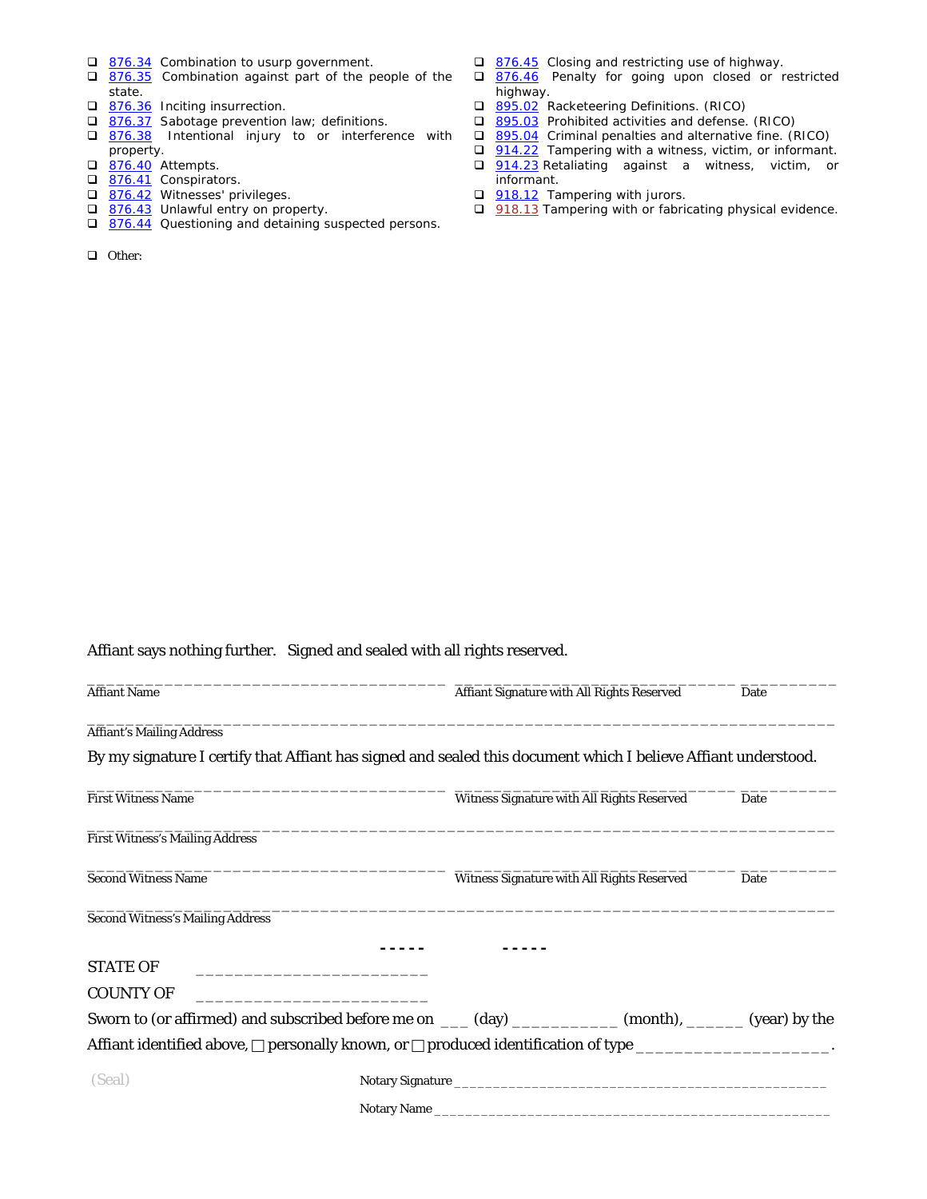- ❑ 876.34 Combination to usurp government.
- ❑ 876.35 Combination against part of the people of the state.
- ❑ 876.36 Inciting insurrection.
- ❑ 876.37 Sabotage prevention law; definitions.
- ❑ 876.38 Intentional injury to or interference with property.
- ❑ 876.40 Attempts.
- ❑ 876.41 Conspirators.
- ❑ 876.42 Witnesses' privileges.
- ❑ 876.43 Unlawful entry on property.
- ❑ 876.44 Questioning and detaining suspected persons.
- ❑ 876.45 Closing and restricting use of highway.
- ❑ 876.46 Penalty for going upon closed or restricted highway.
- ❑ 895.02 Racketeering Definitions. (RICO)
- ❑ 895.03 Prohibited activities and defense. (RICO)
- ❑ 895.04 Criminal penalties and alternative fine. (RICO)
- ❑ 914.22 Tampering with a witness, victim, or informant.
- ❑ 914.23 Retaliating against a witness, victim, or informant.
- ❑ 918.12 Tampering with jurors.
- ❑ 918.13 Tampering with or fabricating physical evidence.

- ❑ Other:

Affiant says nothing further. Signed and sealed with all rights reserved.

_____________________________________ _____________________________ __________
Affiant Name Affiant Signature with All Rights Reserved Date

______________________________________________________________________________
Affiant's Mailing Address

By my signature I certify that Affiant has signed and sealed this document which I believe Affiant understood.

_____________________________________ _____________________________ __________
First Witness Name Witness Signature with All Rights Reserved Date

______________________________________________________________________________
First Witness's Mailing Address

_____________________________________ _____________________________ __________
Second Witness Name Witness Signature with All Rights Reserved Date

______________________________________________________________________________
Second Witness's Mailing Address

----- -----

STATE OF ________________________

COUNTY OF ________________________

Sworn to (or affirmed) and subscribed before me on ___ (day) ___________ (month), ______ (year) by the Affiant identified above, ☐ personally known, or ☐ produced identification of type ____________________.

(Seal)

Notary Signature _______________________________________________

Notary Name __________________________________________________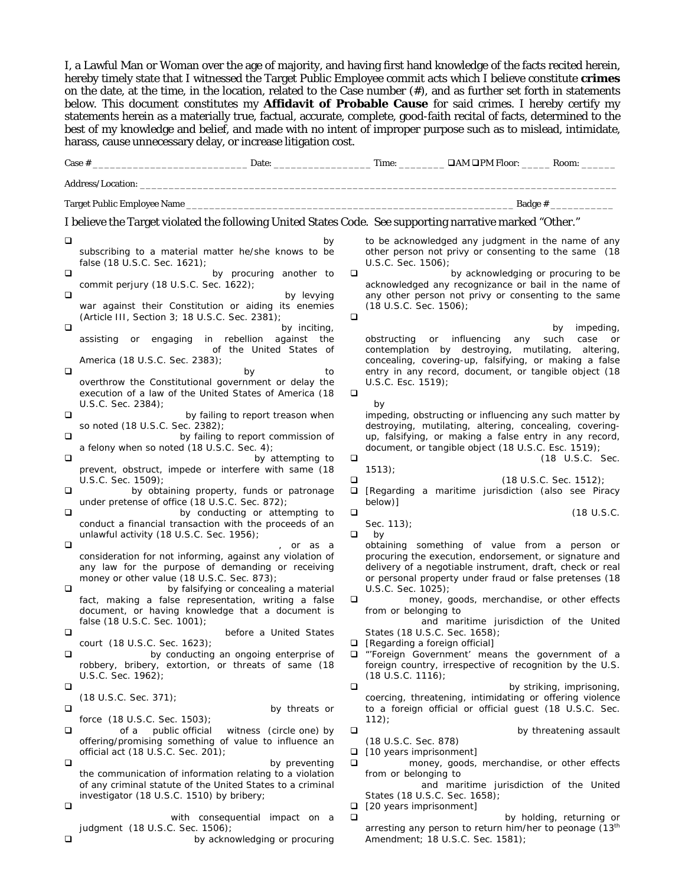I, a Lawful Man or Woman over the age of majority, and having first hand knowledge of the facts recited herein, hereby timely state that I witnessed the Target Public Employee commit acts which I believe constitute **crimes** on the date, at the time, in the location, related to the Case number (#), and as further set forth in statements below. This document constitutes my **Affidavit of Probable Cause** for said crimes. I hereby certify my statements herein as a materially true, factual, accurate, complete, good-faith recital of facts, determined to the best of my knowledge and belief, and made with no intent of improper purpose such as to mislead, intimidate, harass, cause unnecessary delay, or increase litigation cost.

Case # ___________________________ Date: _________________ Time: ________ ❑AM ❑PM Floor: _____ Room: ______

Address/Location: ________________________________________________________________________________________

Target Public Employee Name _________________________________________________________ Badge # ___________

I believe the Target violated the following United States Code. See supporting narrative marked "Other."

- ❑ by subscribing to a material matter he/she knows to be false (18 U.S.C. Sec. 1621);
- ❑ by procuring another to commit perjury (18 U.S.C. Sec. 1622);
- ❑ by levying war against their Constitution or aiding its enemies (Article III, Section 3; 18 U.S.C. Sec. 2381);
- ❑ by inciting, assisting or engaging in rebellion against the of the United States of America (18 U.S.C. Sec. 2383);
- ❑ by to overthrow the Constitutional government or delay the execution of a law of the United States of America (18 U.S.C. Sec. 2384);
- ❑ by failing to report treason when so noted (18 U.S.C. Sec. 2382);
- ❑ by failing to report commission of a felony when so noted (18 U.S.C. Sec. 4);
- ❑ by attempting to prevent, obstruct, impede or interfere with same (18 U.S.C. Sec. 1509);
- ❑ by obtaining property, funds or patronage under pretense of office (18 U.S.C. Sec. 872);
- ❑ by conducting or attempting to conduct a financial transaction with the proceeds of an unlawful activity (18 U.S.C. Sec. 1956);
- ❑ , or as a consideration for not informing, against any violation of any law for the purpose of demanding or receiving money or other value (18 U.S.C. Sec. 873);
- ❑ by falsifying or concealing a material fact, making a false representation, writing a false document, or having knowledge that a document is false (18 U.S.C. Sec. 1001);
- ❑ before a United States court (18 U.S.C. Sec. 1623);
- ❑ by conducting an ongoing enterprise of robbery, bribery, extortion, or threats of same (18 U.S.C. Sec. 1962);
- ❑ (18 U.S.C. Sec. 371);
- ❑ by threats or force (18 U.S.C. Sec. 1503);
- ❑ of a public official witness (circle one) by offering/promising something of value to influence an official act (18 U.S.C. Sec. 201);
- ❑ by preventing the communication of information relating to a violation of any criminal statute of the United States to a criminal investigator (18 U.S.C. 1510) by bribery;
- ❑ with consequential impact on a judgment (18 U.S.C. Sec. 1506);
- ❑ by acknowledging or procuring to be acknowledged any judgment in the name of any other person not privy or consenting to the same (18 U.S.C. Sec. 1506);
- ❑ by acknowledging or procuring to be acknowledged any recognizance or bail in the name of any other person not privy or consenting to the same (18 U.S.C. Sec. 1506);
- ❑ by impeding, obstructing or influencing any such case or contemplation by destroying, mutilating, altering, concealing, covering-up, falsifying, or making a false entry in any record, document, or tangible object (18 U.S.C. Esc. 1519);
- ❑ by impeding, obstructing or influencing any such matter by destroying, mutilating, altering, concealing, covering-up, falsifying, or making a false entry in any record, document, or tangible object (18 U.S.C. Esc. 1519);
- ❑ (18 U.S.C. Sec. 1513);
- ❑ (18 U.S.C. Sec. 1512);
- ❑ [Regarding a maritime jurisdiction (also see Piracy below)]
- ❑ (18 U.S.C. Sec. 113);
- ❑ by obtaining something of value from a person or procuring the execution, endorsement, or signature and delivery of a negotiable instrument, draft, check or real or personal property under fraud or false pretenses (18 U.S.C. Sec. 1025);
- ❑ money, goods, merchandise, or other effects from or belonging to and maritime jurisdiction of the United States (18 U.S.C. Sec. 1658);
- ❑ [Regarding a foreign official]
- ❑ "'Foreign Government' means the government of a foreign country, irrespective of recognition by the U.S. (18 U.S.C. 1116);
- ❑ by striking, imprisoning, coercing, threatening, intimidating or offering violence to a foreign official or official guest (18 U.S.C. Sec. 112);
- ❑ by threatening assault (18 U.S.C. Sec. 878)
- ❑ [10 years imprisonment]
- ❑ money, goods, merchandise, or other effects from or belonging to and maritime jurisdiction of the United States (18 U.S.C. Sec. 1658);
- ❑ [20 years imprisonment]
- ❑ by holding, returning or arresting any person to return him/her to peonage (13th Amendment; 18 U.S.C. Sec. 1581);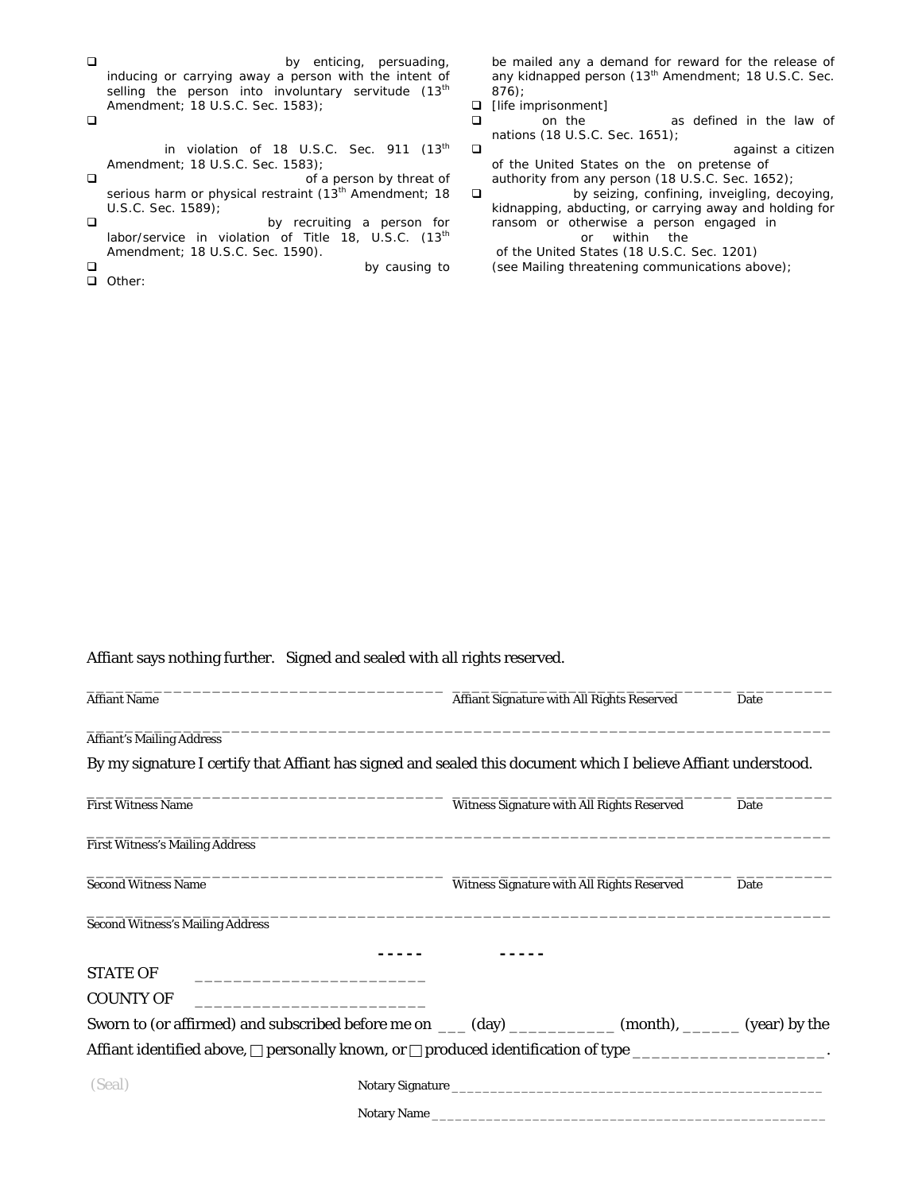- ❑ by enticing, persuading, inducing or carrying away a person with the intent of selling the person into involuntary servitude (13th Amendment; 18 U.S.C. Sec. 1583);
- ❑ in violation of 18 U.S.C. Sec. 911 (13th Amendment; 18 U.S.C. Sec. 1583);
- ❑ of a person by threat of serious harm or physical restraint (13th Amendment; 18 U.S.C. Sec. 1589);
- ❑ by recruiting a person for labor/service in violation of Title 18, U.S.C. (13th Amendment; 18 U.S.C. Sec. 1590).
- ❑ by causing to be mailed any a demand for reward for the release of any kidnapped person (13th Amendment; 18 U.S.C. Sec. 876);
- ❑ [life imprisonment]
- ❑ on the as defined in the law of nations (18 U.S.C. Sec. 1651);
- ❑ against a citizen of the United States on the on pretense of authority from any person (18 U.S.C. Sec. 1652);
- ❑ by seizing, confining, inveigling, decoying, kidnapping, abducting, or carrying away and holding for ransom or otherwise a person engaged in or within the of the United States (18 U.S.C. Sec. 1201) (see Mailing threatening communications above);
- ❑ Other:

Affiant says nothing further. Signed and sealed with all rights reserved.

______________________________________ ______________________________ __________
Affiant Name Affiant Signature with All Rights Reserved Date

______________________________________________________________________________
Affiant's Mailing Address

By my signature I certify that Affiant has signed and sealed this document which I believe Affiant understood.

______________________________________ ______________________________ __________
First Witness Name Witness Signature with All Rights Reserved Date

______________________________________________________________________________
First Witness's Mailing Address

______________________________________ ______________________________ __________
Second Witness Name Witness Signature with All Rights Reserved Date

______________________________________________________________________________
Second Witness's Mailing Address

----- -----

STATE OF ________________________

COUNTY OF ________________________

Sworn to (or affirmed) and subscribed before me on ___ (day) ___________ (month), ______ (year) by the Affiant identified above, ☐ personally known, or ☐ produced identification of type ____________________.

(Seal) Notary Signature _______________________________________________

Notary Name _______________________________________________